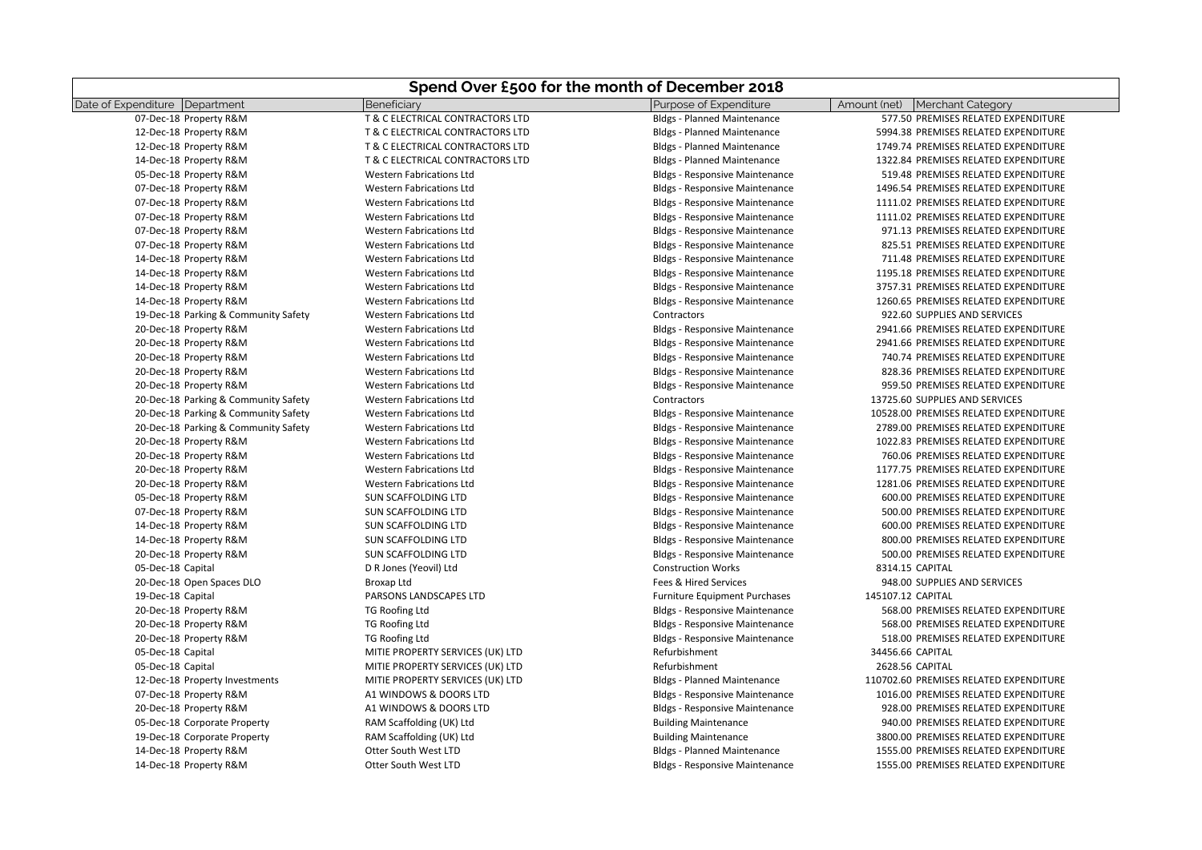# Spend Over £500 for the month of December 2018

| Date of Expenditure | Department | Beneficiary | Purpose of Expenditure | Amount (net) | Merchant Category |
|---|---|---|---|---|---|
| 07-Dec-18 | Property R&M | T & C ELECTRICAL CONTRACTORS LTD | Bldgs - Planned Maintenance | 577.50 | PREMISES RELATED EXPENDITURE |
| 12-Dec-18 | Property R&M | T & C ELECTRICAL CONTRACTORS LTD | Bldgs - Planned Maintenance | 5994.38 | PREMISES RELATED EXPENDITURE |
| 12-Dec-18 | Property R&M | T & C ELECTRICAL CONTRACTORS LTD | Bldgs - Planned Maintenance | 1749.74 | PREMISES RELATED EXPENDITURE |
| 14-Dec-18 | Property R&M | T & C ELECTRICAL CONTRACTORS LTD | Bldgs - Planned Maintenance | 1322.84 | PREMISES RELATED EXPENDITURE |
| 05-Dec-18 | Property R&M | Western Fabrications Ltd | Bldgs - Responsive Maintenance | 519.48 | PREMISES RELATED EXPENDITURE |
| 07-Dec-18 | Property R&M | Western Fabrications Ltd | Bldgs - Responsive Maintenance | 1496.54 | PREMISES RELATED EXPENDITURE |
| 07-Dec-18 | Property R&M | Western Fabrications Ltd | Bldgs - Responsive Maintenance | 1111.02 | PREMISES RELATED EXPENDITURE |
| 07-Dec-18 | Property R&M | Western Fabrications Ltd | Bldgs - Responsive Maintenance | 1111.02 | PREMISES RELATED EXPENDITURE |
| 07-Dec-18 | Property R&M | Western Fabrications Ltd | Bldgs - Responsive Maintenance | 971.13 | PREMISES RELATED EXPENDITURE |
| 07-Dec-18 | Property R&M | Western Fabrications Ltd | Bldgs - Responsive Maintenance | 825.51 | PREMISES RELATED EXPENDITURE |
| 14-Dec-18 | Property R&M | Western Fabrications Ltd | Bldgs - Responsive Maintenance | 711.48 | PREMISES RELATED EXPENDITURE |
| 14-Dec-18 | Property R&M | Western Fabrications Ltd | Bldgs - Responsive Maintenance | 1195.18 | PREMISES RELATED EXPENDITURE |
| 14-Dec-18 | Property R&M | Western Fabrications Ltd | Bldgs - Responsive Maintenance | 3757.31 | PREMISES RELATED EXPENDITURE |
| 14-Dec-18 | Property R&M | Western Fabrications Ltd | Bldgs - Responsive Maintenance | 1260.65 | PREMISES RELATED EXPENDITURE |
| 19-Dec-18 | Parking & Community Safety | Western Fabrications Ltd | Contractors | 922.60 | SUPPLIES AND SERVICES |
| 20-Dec-18 | Property R&M | Western Fabrications Ltd | Bldgs - Responsive Maintenance | 2941.66 | PREMISES RELATED EXPENDITURE |
| 20-Dec-18 | Property R&M | Western Fabrications Ltd | Bldgs - Responsive Maintenance | 2941.66 | PREMISES RELATED EXPENDITURE |
| 20-Dec-18 | Property R&M | Western Fabrications Ltd | Bldgs - Responsive Maintenance | 740.74 | PREMISES RELATED EXPENDITURE |
| 20-Dec-18 | Property R&M | Western Fabrications Ltd | Bldgs - Responsive Maintenance | 828.36 | PREMISES RELATED EXPENDITURE |
| 20-Dec-18 | Property R&M | Western Fabrications Ltd | Bldgs - Responsive Maintenance | 959.50 | PREMISES RELATED EXPENDITURE |
| 20-Dec-18 | Parking & Community Safety | Western Fabrications Ltd | Contractors | 13725.60 | SUPPLIES AND SERVICES |
| 20-Dec-18 | Parking & Community Safety | Western Fabrications Ltd | Bldgs - Responsive Maintenance | 10528.00 | PREMISES RELATED EXPENDITURE |
| 20-Dec-18 | Parking & Community Safety | Western Fabrications Ltd | Bldgs - Responsive Maintenance | 2789.00 | PREMISES RELATED EXPENDITURE |
| 20-Dec-18 | Property R&M | Western Fabrications Ltd | Bldgs - Responsive Maintenance | 1022.83 | PREMISES RELATED EXPENDITURE |
| 20-Dec-18 | Property R&M | Western Fabrications Ltd | Bldgs - Responsive Maintenance | 760.06 | PREMISES RELATED EXPENDITURE |
| 20-Dec-18 | Property R&M | Western Fabrications Ltd | Bldgs - Responsive Maintenance | 1177.75 | PREMISES RELATED EXPENDITURE |
| 20-Dec-18 | Property R&M | Western Fabrications Ltd | Bldgs - Responsive Maintenance | 1281.06 | PREMISES RELATED EXPENDITURE |
| 05-Dec-18 | Property R&M | SUN SCAFFOLDING LTD | Bldgs - Responsive Maintenance | 600.00 | PREMISES RELATED EXPENDITURE |
| 07-Dec-18 | Property R&M | SUN SCAFFOLDING LTD | Bldgs - Responsive Maintenance | 500.00 | PREMISES RELATED EXPENDITURE |
| 14-Dec-18 | Property R&M | SUN SCAFFOLDING LTD | Bldgs - Responsive Maintenance | 600.00 | PREMISES RELATED EXPENDITURE |
| 14-Dec-18 | Property R&M | SUN SCAFFOLDING LTD | Bldgs - Responsive Maintenance | 800.00 | PREMISES RELATED EXPENDITURE |
| 20-Dec-18 | Property R&M | SUN SCAFFOLDING LTD | Bldgs - Responsive Maintenance | 500.00 | PREMISES RELATED EXPENDITURE |
| 05-Dec-18 | Capital | D R Jones (Yeovil) Ltd | Construction Works | 8314.15 | CAPITAL |
| 20-Dec-18 | Open Spaces DLO | Broxap Ltd | Fees & Hired Services | 948.00 | SUPPLIES AND SERVICES |
| 19-Dec-18 | Capital | PARSONS LANDSCAPES LTD | Furniture Equipment Purchases | 145107.12 | CAPITAL |
| 20-Dec-18 | Property R&M | TG Roofing Ltd | Bldgs - Responsive Maintenance | 568.00 | PREMISES RELATED EXPENDITURE |
| 20-Dec-18 | Property R&M | TG Roofing Ltd | Bldgs - Responsive Maintenance | 568.00 | PREMISES RELATED EXPENDITURE |
| 20-Dec-18 | Property R&M | TG Roofing Ltd | Bldgs - Responsive Maintenance | 518.00 | PREMISES RELATED EXPENDITURE |
| 05-Dec-18 | Capital | MITIE PROPERTY SERVICES (UK) LTD | Refurbishment | 34456.66 | CAPITAL |
| 05-Dec-18 | Capital | MITIE PROPERTY SERVICES (UK) LTD | Refurbishment | 2628.56 | CAPITAL |
| 12-Dec-18 | Property Investments | MITIE PROPERTY SERVICES (UK) LTD | Bldgs - Planned Maintenance | 110702.60 | PREMISES RELATED EXPENDITURE |
| 07-Dec-18 | Property R&M | A1 WINDOWS & DOORS LTD | Bldgs - Responsive Maintenance | 1016.00 | PREMISES RELATED EXPENDITURE |
| 20-Dec-18 | Property R&M | A1 WINDOWS & DOORS LTD | Bldgs - Responsive Maintenance | 928.00 | PREMISES RELATED EXPENDITURE |
| 05-Dec-18 | Corporate Property | RAM Scaffolding (UK) Ltd | Building Maintenance | 940.00 | PREMISES RELATED EXPENDITURE |
| 19-Dec-18 | Corporate Property | RAM Scaffolding (UK) Ltd | Building Maintenance | 3800.00 | PREMISES RELATED EXPENDITURE |
| 14-Dec-18 | Property R&M | Otter South West LTD | Bldgs - Planned Maintenance | 1555.00 | PREMISES RELATED EXPENDITURE |
| 14-Dec-18 | Property R&M | Otter South West LTD | Bldgs - Responsive Maintenance | 1555.00 | PREMISES RELATED EXPENDITURE |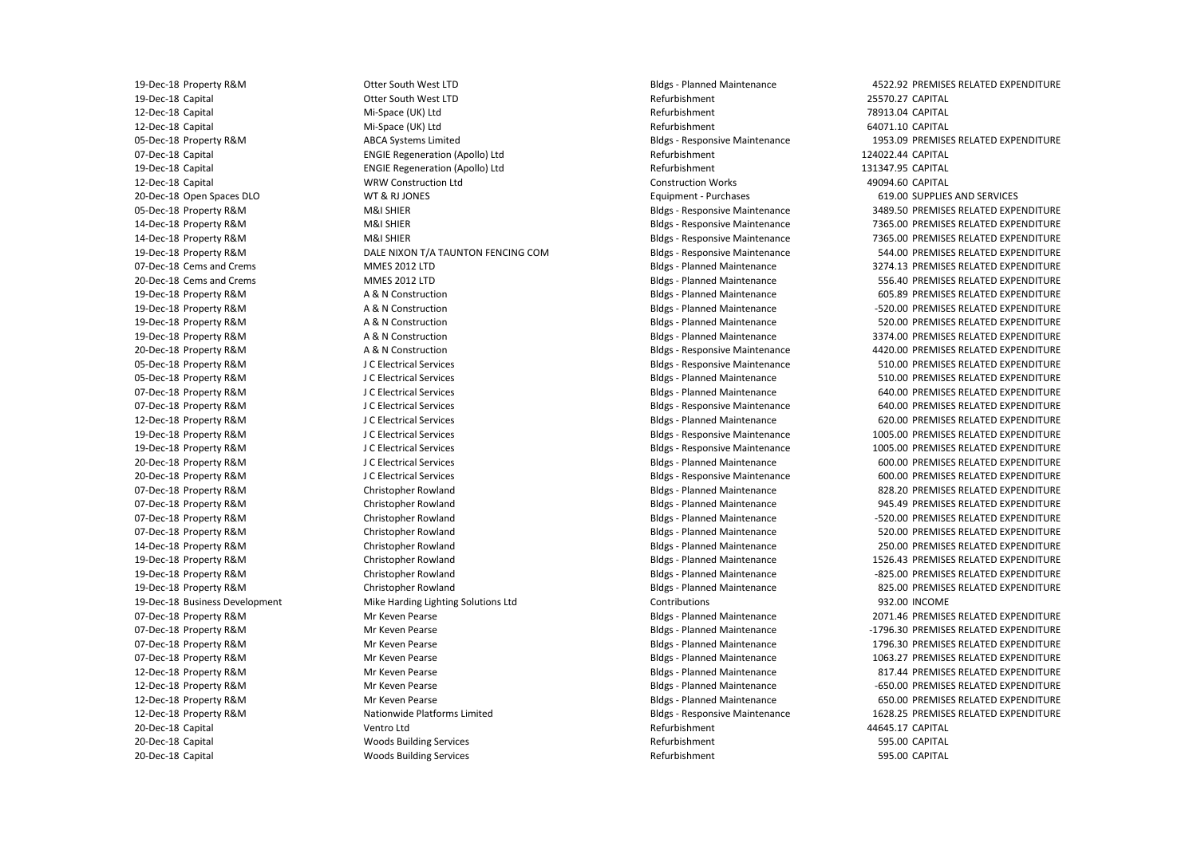| | | | | | |
|---|---|---|---|---|---|
| 19-Dec-18 | Property R&M | Otter South West LTD | Bldgs - Planned Maintenance | 4522.92 | PREMISES RELATED EXPENDITURE |
| 19-Dec-18 | Capital | Otter South West LTD | Refurbishment | 25570.27 | CAPITAL |
| 12-Dec-18 | Capital | Mi-Space (UK) Ltd | Refurbishment | 78913.04 | CAPITAL |
| 12-Dec-18 | Capital | Mi-Space (UK) Ltd | Refurbishment | 64071.10 | CAPITAL |
| 05-Dec-18 | Property R&M | ABCA Systems Limited | Bldgs - Responsive Maintenance | 1953.09 | PREMISES RELATED EXPENDITURE |
| 07-Dec-18 | Capital | ENGIE Regeneration (Apollo) Ltd | Refurbishment | 124022.44 | CAPITAL |
| 19-Dec-18 | Capital | ENGIE Regeneration (Apollo) Ltd | Refurbishment | 131347.95 | CAPITAL |
| 12-Dec-18 | Capital | WRW Construction Ltd | Construction Works | 49094.60 | CAPITAL |
| 20-Dec-18 | Open Spaces DLO | WT & RJ JONES | Equipment - Purchases | 619.00 | SUPPLIES AND SERVICES |
| 05-Dec-18 | Property R&M | M&I SHIER | Bldgs - Responsive Maintenance | 3489.50 | PREMISES RELATED EXPENDITURE |
| 14-Dec-18 | Property R&M | M&I SHIER | Bldgs - Responsive Maintenance | 7365.00 | PREMISES RELATED EXPENDITURE |
| 14-Dec-18 | Property R&M | M&I SHIER | Bldgs - Responsive Maintenance | 7365.00 | PREMISES RELATED EXPENDITURE |
| 19-Dec-18 | Property R&M | DALE NIXON T/A TAUNTON FENCING COM | Bldgs - Responsive Maintenance | 544.00 | PREMISES RELATED EXPENDITURE |
| 07-Dec-18 | Cems and Crems | MMES 2012 LTD | Bldgs - Planned Maintenance | 3274.13 | PREMISES RELATED EXPENDITURE |
| 20-Dec-18 | Cems and Crems | MMES 2012 LTD | Bldgs - Planned Maintenance | 556.40 | PREMISES RELATED EXPENDITURE |
| 19-Dec-18 | Property R&M | A & N Construction | Bldgs - Planned Maintenance | 605.89 | PREMISES RELATED EXPENDITURE |
| 19-Dec-18 | Property R&M | A & N Construction | Bldgs - Planned Maintenance | -520.00 | PREMISES RELATED EXPENDITURE |
| 19-Dec-18 | Property R&M | A & N Construction | Bldgs - Planned Maintenance | 520.00 | PREMISES RELATED EXPENDITURE |
| 19-Dec-18 | Property R&M | A & N Construction | Bldgs - Planned Maintenance | 3374.00 | PREMISES RELATED EXPENDITURE |
| 20-Dec-18 | Property R&M | A & N Construction | Bldgs - Responsive Maintenance | 4420.00 | PREMISES RELATED EXPENDITURE |
| 05-Dec-18 | Property R&M | J C Electrical Services | Bldgs - Responsive Maintenance | 510.00 | PREMISES RELATED EXPENDITURE |
| 05-Dec-18 | Property R&M | J C Electrical Services | Bldgs - Planned Maintenance | 510.00 | PREMISES RELATED EXPENDITURE |
| 07-Dec-18 | Property R&M | J C Electrical Services | Bldgs - Planned Maintenance | 640.00 | PREMISES RELATED EXPENDITURE |
| 07-Dec-18 | Property R&M | J C Electrical Services | Bldgs - Responsive Maintenance | 640.00 | PREMISES RELATED EXPENDITURE |
| 12-Dec-18 | Property R&M | J C Electrical Services | Bldgs - Planned Maintenance | 620.00 | PREMISES RELATED EXPENDITURE |
| 19-Dec-18 | Property R&M | J C Electrical Services | Bldgs - Responsive Maintenance | 1005.00 | PREMISES RELATED EXPENDITURE |
| 19-Dec-18 | Property R&M | J C Electrical Services | Bldgs - Responsive Maintenance | 1005.00 | PREMISES RELATED EXPENDITURE |
| 20-Dec-18 | Property R&M | J C Electrical Services | Bldgs - Planned Maintenance | 600.00 | PREMISES RELATED EXPENDITURE |
| 20-Dec-18 | Property R&M | J C Electrical Services | Bldgs - Responsive Maintenance | 600.00 | PREMISES RELATED EXPENDITURE |
| 07-Dec-18 | Property R&M | Christopher Rowland | Bldgs - Planned Maintenance | 828.20 | PREMISES RELATED EXPENDITURE |
| 07-Dec-18 | Property R&M | Christopher Rowland | Bldgs - Planned Maintenance | 945.49 | PREMISES RELATED EXPENDITURE |
| 07-Dec-18 | Property R&M | Christopher Rowland | Bldgs - Planned Maintenance | -520.00 | PREMISES RELATED EXPENDITURE |
| 07-Dec-18 | Property R&M | Christopher Rowland | Bldgs - Planned Maintenance | 520.00 | PREMISES RELATED EXPENDITURE |
| 14-Dec-18 | Property R&M | Christopher Rowland | Bldgs - Planned Maintenance | 250.00 | PREMISES RELATED EXPENDITURE |
| 19-Dec-18 | Property R&M | Christopher Rowland | Bldgs - Planned Maintenance | 1526.43 | PREMISES RELATED EXPENDITURE |
| 19-Dec-18 | Property R&M | Christopher Rowland | Bldgs - Planned Maintenance | -825.00 | PREMISES RELATED EXPENDITURE |
| 19-Dec-18 | Property R&M | Christopher Rowland | Bldgs - Planned Maintenance | 825.00 | PREMISES RELATED EXPENDITURE |
| 19-Dec-18 | Business Development | Mike Harding Lighting Solutions Ltd | Contributions | 932.00 | INCOME |
| 07-Dec-18 | Property R&M | Mr Keven Pearse | Bldgs - Planned Maintenance | 2071.46 | PREMISES RELATED EXPENDITURE |
| 07-Dec-18 | Property R&M | Mr Keven Pearse | Bldgs - Planned Maintenance | -1796.30 | PREMISES RELATED EXPENDITURE |
| 07-Dec-18 | Property R&M | Mr Keven Pearse | Bldgs - Planned Maintenance | 1796.30 | PREMISES RELATED EXPENDITURE |
| 07-Dec-18 | Property R&M | Mr Keven Pearse | Bldgs - Planned Maintenance | 1063.27 | PREMISES RELATED EXPENDITURE |
| 12-Dec-18 | Property R&M | Mr Keven Pearse | Bldgs - Planned Maintenance | 817.44 | PREMISES RELATED EXPENDITURE |
| 12-Dec-18 | Property R&M | Mr Keven Pearse | Bldgs - Planned Maintenance | -650.00 | PREMISES RELATED EXPENDITURE |
| 12-Dec-18 | Property R&M | Mr Keven Pearse | Bldgs - Planned Maintenance | 650.00 | PREMISES RELATED EXPENDITURE |
| 12-Dec-18 | Property R&M | Nationwide Platforms Limited | Bldgs - Responsive Maintenance | 1628.25 | PREMISES RELATED EXPENDITURE |
| 20-Dec-18 | Capital | Ventro Ltd | Refurbishment | 44645.17 | CAPITAL |
| 20-Dec-18 | Capital | Woods Building Services | Refurbishment | 595.00 | CAPITAL |
| 20-Dec-18 | Capital | Woods Building Services | Refurbishment | 595.00 | CAPITAL |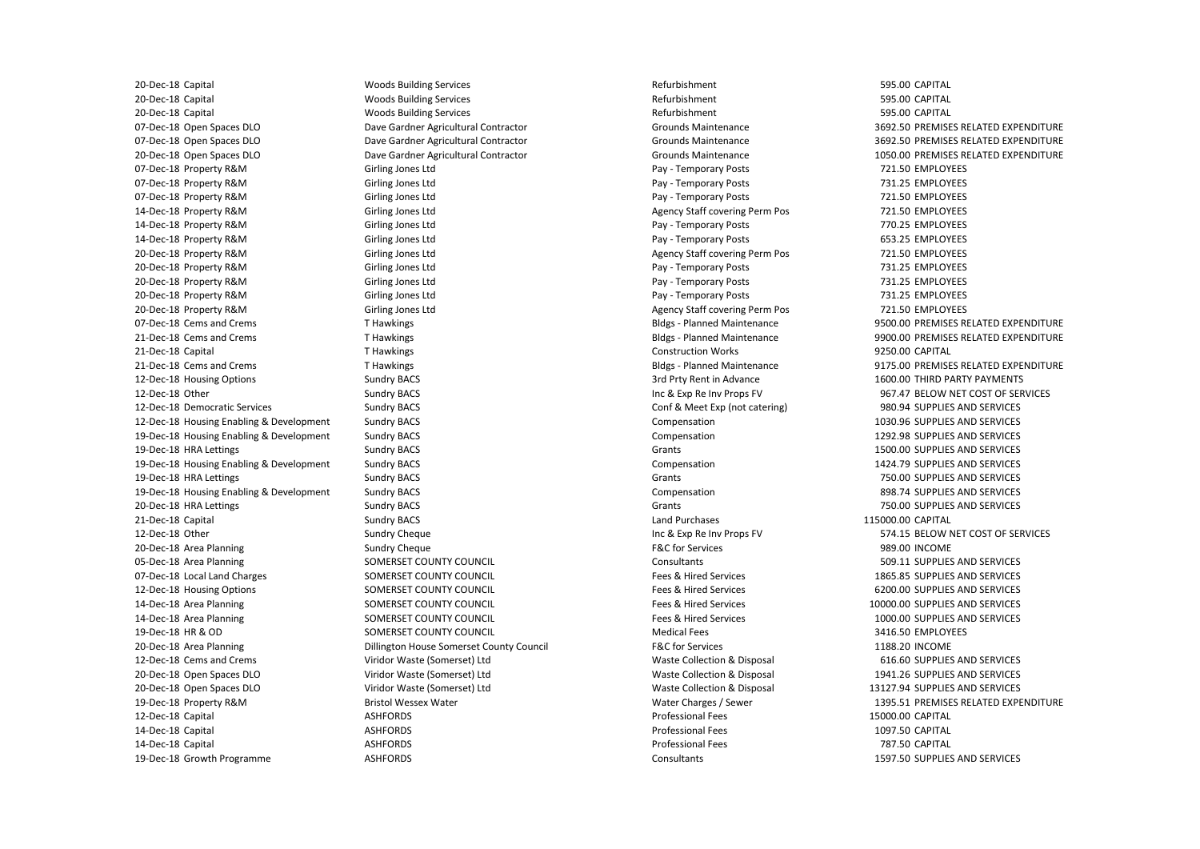| | | | | | |
|---|---|---|---|---|---|
| 20-Dec-18 | Capital | Woods Building Services | Refurbishment | 595.00 | CAPITAL |
| 20-Dec-18 | Capital | Woods Building Services | Refurbishment | 595.00 | CAPITAL |
| 20-Dec-18 | Capital | Woods Building Services | Refurbishment | 595.00 | CAPITAL |
| 07-Dec-18 | Open Spaces DLO | Dave Gardner Agricultural Contractor | Grounds Maintenance | 3692.50 | PREMISES RELATED EXPENDITURE |
| 07-Dec-18 | Open Spaces DLO | Dave Gardner Agricultural Contractor | Grounds Maintenance | 3692.50 | PREMISES RELATED EXPENDITURE |
| 20-Dec-18 | Open Spaces DLO | Dave Gardner Agricultural Contractor | Grounds Maintenance | 1050.00 | PREMISES RELATED EXPENDITURE |
| 07-Dec-18 | Property R&M | Girling Jones Ltd | Pay - Temporary Posts | 721.50 | EMPLOYEES |
| 07-Dec-18 | Property R&M | Girling Jones Ltd | Pay - Temporary Posts | 731.25 | EMPLOYEES |
| 07-Dec-18 | Property R&M | Girling Jones Ltd | Pay - Temporary Posts | 721.50 | EMPLOYEES |
| 14-Dec-18 | Property R&M | Girling Jones Ltd | Agency Staff covering Perm Pos | 721.50 | EMPLOYEES |
| 14-Dec-18 | Property R&M | Girling Jones Ltd | Pay - Temporary Posts | 770.25 | EMPLOYEES |
| 14-Dec-18 | Property R&M | Girling Jones Ltd | Pay - Temporary Posts | 653.25 | EMPLOYEES |
| 20-Dec-18 | Property R&M | Girling Jones Ltd | Agency Staff covering Perm Pos | 721.50 | EMPLOYEES |
| 20-Dec-18 | Property R&M | Girling Jones Ltd | Pay - Temporary Posts | 731.25 | EMPLOYEES |
| 20-Dec-18 | Property R&M | Girling Jones Ltd | Pay - Temporary Posts | 731.25 | EMPLOYEES |
| 20-Dec-18 | Property R&M | Girling Jones Ltd | Pay - Temporary Posts | 731.25 | EMPLOYEES |
| 20-Dec-18 | Property R&M | Girling Jones Ltd | Agency Staff covering Perm Pos | 721.50 | EMPLOYEES |
| 07-Dec-18 | Cems and Crems | T Hawkings | Bldgs - Planned Maintenance | 9500.00 | PREMISES RELATED EXPENDITURE |
| 21-Dec-18 | Cems and Crems | T Hawkings | Bldgs - Planned Maintenance | 9900.00 | PREMISES RELATED EXPENDITURE |
| 21-Dec-18 | Capital | T Hawkings | Construction Works | 9250.00 | CAPITAL |
| 21-Dec-18 | Cems and Crems | T Hawkings | Bldgs - Planned Maintenance | 9175.00 | PREMISES RELATED EXPENDITURE |
| 12-Dec-18 | Housing Options | Sundry BACS | 3rd Prty Rent in Advance | 1600.00 | THIRD PARTY PAYMENTS |
| 12-Dec-18 | Other | Sundry BACS | Inc & Exp Re Inv Props FV | 967.47 | BELOW NET COST OF SERVICES |
| 12-Dec-18 | Democratic Services | Sundry BACS | Conf & Meet Exp (not catering) | 980.94 | SUPPLIES AND SERVICES |
| 12-Dec-18 | Housing Enabling & Development | Sundry BACS | Compensation | 1030.96 | SUPPLIES AND SERVICES |
| 19-Dec-18 | Housing Enabling & Development | Sundry BACS | Compensation | 1292.98 | SUPPLIES AND SERVICES |
| 19-Dec-18 | HRA Lettings | Sundry BACS | Grants | 1500.00 | SUPPLIES AND SERVICES |
| 19-Dec-18 | Housing Enabling & Development | Sundry BACS | Compensation | 1424.79 | SUPPLIES AND SERVICES |
| 19-Dec-18 | HRA Lettings | Sundry BACS | Grants | 750.00 | SUPPLIES AND SERVICES |
| 19-Dec-18 | Housing Enabling & Development | Sundry BACS | Compensation | 898.74 | SUPPLIES AND SERVICES |
| 20-Dec-18 | HRA Lettings | Sundry BACS | Grants | 750.00 | SUPPLIES AND SERVICES |
| 21-Dec-18 | Capital | Sundry BACS | Land Purchases | 115000.00 | CAPITAL |
| 12-Dec-18 | Other | Sundry Cheque | Inc & Exp Re Inv Props FV | 574.15 | BELOW NET COST OF SERVICES |
| 20-Dec-18 | Area Planning | Sundry Cheque | F&C for Services | 989.00 | INCOME |
| 05-Dec-18 | Area Planning | SOMERSET COUNTY COUNCIL | Consultants | 509.11 | SUPPLIES AND SERVICES |
| 07-Dec-18 | Local Land Charges | SOMERSET COUNTY COUNCIL | Fees & Hired Services | 1865.85 | SUPPLIES AND SERVICES |
| 12-Dec-18 | Housing Options | SOMERSET COUNTY COUNCIL | Fees & Hired Services | 6200.00 | SUPPLIES AND SERVICES |
| 14-Dec-18 | Area Planning | SOMERSET COUNTY COUNCIL | Fees & Hired Services | 10000.00 | SUPPLIES AND SERVICES |
| 14-Dec-18 | Area Planning | SOMERSET COUNTY COUNCIL | Fees & Hired Services | 1000.00 | SUPPLIES AND SERVICES |
| 19-Dec-18 | HR & OD | SOMERSET COUNTY COUNCIL | Medical Fees | 3416.50 | EMPLOYEES |
| 20-Dec-18 | Area Planning | Dillington House Somerset County Council | F&C for Services | 1188.20 | INCOME |
| 12-Dec-18 | Cems and Crems | Viridor Waste (Somerset) Ltd | Waste Collection & Disposal | 616.60 | SUPPLIES AND SERVICES |
| 20-Dec-18 | Open Spaces DLO | Viridor Waste (Somerset) Ltd | Waste Collection & Disposal | 1941.26 | SUPPLIES AND SERVICES |
| 20-Dec-18 | Open Spaces DLO | Viridor Waste (Somerset) Ltd | Waste Collection & Disposal | 13127.94 | SUPPLIES AND SERVICES |
| 19-Dec-18 | Property R&M | Bristol Wessex Water | Water Charges / Sewer | 1395.51 | PREMISES RELATED EXPENDITURE |
| 12-Dec-18 | Capital | ASHFORDS | Professional Fees | 15000.00 | CAPITAL |
| 14-Dec-18 | Capital | ASHFORDS | Professional Fees | 1097.50 | CAPITAL |
| 14-Dec-18 | Capital | ASHFORDS | Professional Fees | 787.50 | CAPITAL |
| 19-Dec-18 | Growth Programme | ASHFORDS | Consultants | 1597.50 | SUPPLIES AND SERVICES |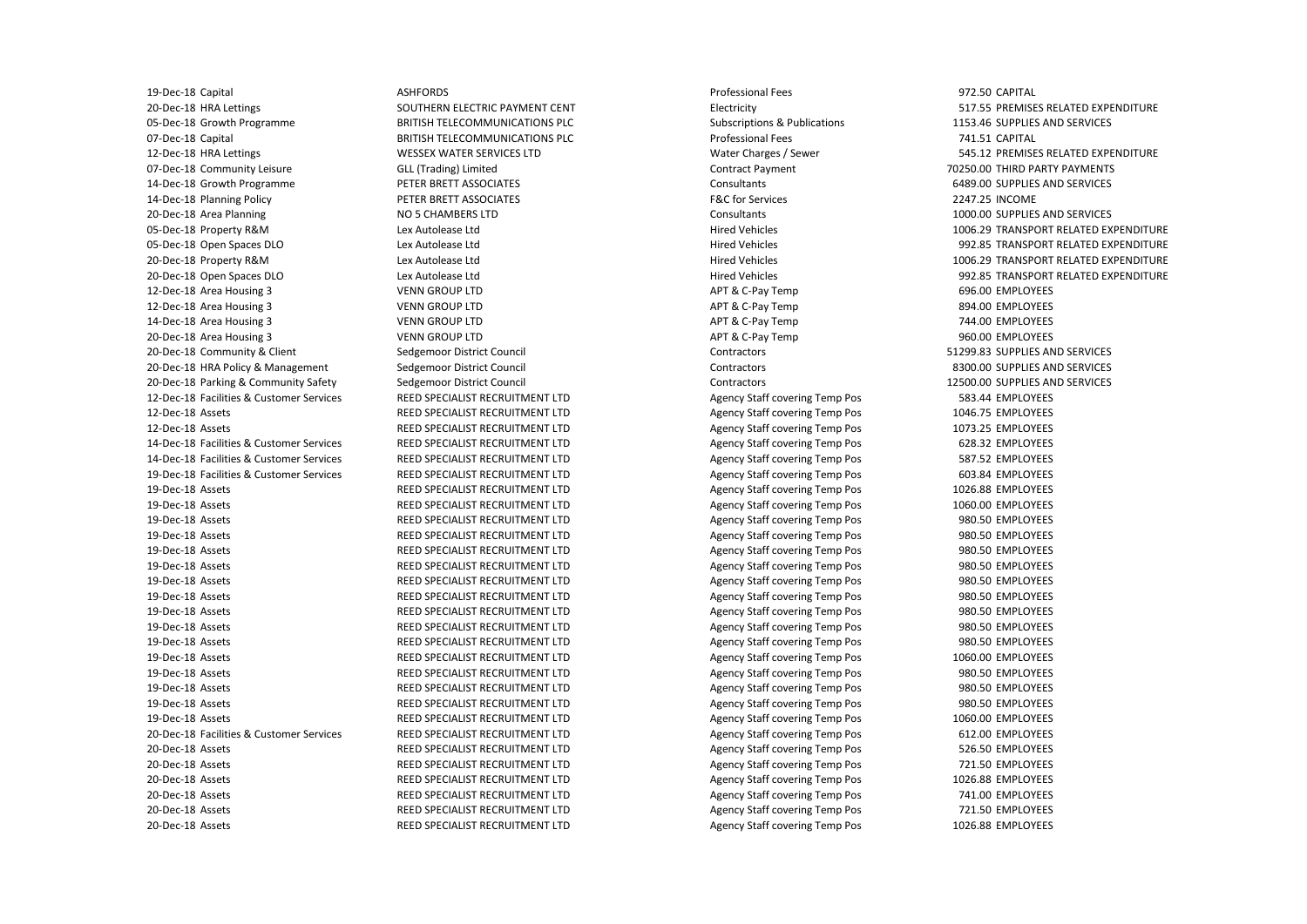| | | | | | |
|---|---|---|---|---|---|
| 19-Dec-18 | Capital | ASHFORDS | Professional Fees | 972.50 | CAPITAL |
| 20-Dec-18 | HRA Lettings | SOUTHERN ELECTRIC PAYMENT CENT | Electricity | 517.55 | PREMISES RELATED EXPENDITURE |
| 05-Dec-18 | Growth Programme | BRITISH TELECOMMUNICATIONS PLC | Subscriptions & Publications | 1153.46 | SUPPLIES AND SERVICES |
| 07-Dec-18 | Capital | BRITISH TELECOMMUNICATIONS PLC | Professional Fees | 741.51 | CAPITAL |
| 12-Dec-18 | HRA Lettings | WESSEX WATER SERVICES LTD | Water Charges / Sewer | 545.12 | PREMISES RELATED EXPENDITURE |
| 07-Dec-18 | Community Leisure | GLL (Trading) Limited | Contract Payment | 70250.00 | THIRD PARTY PAYMENTS |
| 14-Dec-18 | Growth Programme | PETER BRETT ASSOCIATES | Consultants | 6489.00 | SUPPLIES AND SERVICES |
| 14-Dec-18 | Planning Policy | PETER BRETT ASSOCIATES | F&C for Services | 2247.25 | INCOME |
| 20-Dec-18 | Area Planning | NO 5 CHAMBERS LTD | Consultants | 1000.00 | SUPPLIES AND SERVICES |
| 05-Dec-18 | Property R&M | Lex Autolease Ltd | Hired Vehicles | 1006.29 | TRANSPORT RELATED EXPENDITURE |
| 05-Dec-18 | Open Spaces DLO | Lex Autolease Ltd | Hired Vehicles | 992.85 | TRANSPORT RELATED EXPENDITURE |
| 20-Dec-18 | Property R&M | Lex Autolease Ltd | Hired Vehicles | 1006.29 | TRANSPORT RELATED EXPENDITURE |
| 20-Dec-18 | Open Spaces DLO | Lex Autolease Ltd | Hired Vehicles | 992.85 | TRANSPORT RELATED EXPENDITURE |
| 12-Dec-18 | Area Housing 3 | VENN GROUP LTD | APT & C-Pay Temp | 696.00 | EMPLOYEES |
| 12-Dec-18 | Area Housing 3 | VENN GROUP LTD | APT & C-Pay Temp | 894.00 | EMPLOYEES |
| 14-Dec-18 | Area Housing 3 | VENN GROUP LTD | APT & C-Pay Temp | 744.00 | EMPLOYEES |
| 20-Dec-18 | Area Housing 3 | VENN GROUP LTD | APT & C-Pay Temp | 960.00 | EMPLOYEES |
| 20-Dec-18 | Community & Client | Sedgemoor District Council | Contractors | 51299.83 | SUPPLIES AND SERVICES |
| 20-Dec-18 | HRA Policy & Management | Sedgemoor District Council | Contractors | 8300.00 | SUPPLIES AND SERVICES |
| 20-Dec-18 | Parking & Community Safety | Sedgemoor District Council | Contractors | 12500.00 | SUPPLIES AND SERVICES |
| 12-Dec-18 | Facilities & Customer Services | REED SPECIALIST RECRUITMENT LTD | Agency Staff covering Temp Pos | 583.44 | EMPLOYEES |
| 12-Dec-18 | Assets | REED SPECIALIST RECRUITMENT LTD | Agency Staff covering Temp Pos | 1046.75 | EMPLOYEES |
| 12-Dec-18 | Assets | REED SPECIALIST RECRUITMENT LTD | Agency Staff covering Temp Pos | 1073.25 | EMPLOYEES |
| 14-Dec-18 | Facilities & Customer Services | REED SPECIALIST RECRUITMENT LTD | Agency Staff covering Temp Pos | 628.32 | EMPLOYEES |
| 14-Dec-18 | Facilities & Customer Services | REED SPECIALIST RECRUITMENT LTD | Agency Staff covering Temp Pos | 587.52 | EMPLOYEES |
| 19-Dec-18 | Facilities & Customer Services | REED SPECIALIST RECRUITMENT LTD | Agency Staff covering Temp Pos | 603.84 | EMPLOYEES |
| 19-Dec-18 | Assets | REED SPECIALIST RECRUITMENT LTD | Agency Staff covering Temp Pos | 1026.88 | EMPLOYEES |
| 19-Dec-18 | Assets | REED SPECIALIST RECRUITMENT LTD | Agency Staff covering Temp Pos | 1060.00 | EMPLOYEES |
| 19-Dec-18 | Assets | REED SPECIALIST RECRUITMENT LTD | Agency Staff covering Temp Pos | 980.50 | EMPLOYEES |
| 19-Dec-18 | Assets | REED SPECIALIST RECRUITMENT LTD | Agency Staff covering Temp Pos | 980.50 | EMPLOYEES |
| 19-Dec-18 | Assets | REED SPECIALIST RECRUITMENT LTD | Agency Staff covering Temp Pos | 980.50 | EMPLOYEES |
| 19-Dec-18 | Assets | REED SPECIALIST RECRUITMENT LTD | Agency Staff covering Temp Pos | 980.50 | EMPLOYEES |
| 19-Dec-18 | Assets | REED SPECIALIST RECRUITMENT LTD | Agency Staff covering Temp Pos | 980.50 | EMPLOYEES |
| 19-Dec-18 | Assets | REED SPECIALIST RECRUITMENT LTD | Agency Staff covering Temp Pos | 980.50 | EMPLOYEES |
| 19-Dec-18 | Assets | REED SPECIALIST RECRUITMENT LTD | Agency Staff covering Temp Pos | 980.50 | EMPLOYEES |
| 19-Dec-18 | Assets | REED SPECIALIST RECRUITMENT LTD | Agency Staff covering Temp Pos | 980.50 | EMPLOYEES |
| 19-Dec-18 | Assets | REED SPECIALIST RECRUITMENT LTD | Agency Staff covering Temp Pos | 980.50 | EMPLOYEES |
| 19-Dec-18 | Assets | REED SPECIALIST RECRUITMENT LTD | Agency Staff covering Temp Pos | 1060.00 | EMPLOYEES |
| 19-Dec-18 | Assets | REED SPECIALIST RECRUITMENT LTD | Agency Staff covering Temp Pos | 980.50 | EMPLOYEES |
| 19-Dec-18 | Assets | REED SPECIALIST RECRUITMENT LTD | Agency Staff covering Temp Pos | 980.50 | EMPLOYEES |
| 19-Dec-18 | Assets | REED SPECIALIST RECRUITMENT LTD | Agency Staff covering Temp Pos | 980.50 | EMPLOYEES |
| 19-Dec-18 | Assets | REED SPECIALIST RECRUITMENT LTD | Agency Staff covering Temp Pos | 1060.00 | EMPLOYEES |
| 20-Dec-18 | Facilities & Customer Services | REED SPECIALIST RECRUITMENT LTD | Agency Staff covering Temp Pos | 612.00 | EMPLOYEES |
| 20-Dec-18 | Assets | REED SPECIALIST RECRUITMENT LTD | Agency Staff covering Temp Pos | 526.50 | EMPLOYEES |
| 20-Dec-18 | Assets | REED SPECIALIST RECRUITMENT LTD | Agency Staff covering Temp Pos | 721.50 | EMPLOYEES |
| 20-Dec-18 | Assets | REED SPECIALIST RECRUITMENT LTD | Agency Staff covering Temp Pos | 1026.88 | EMPLOYEES |
| 20-Dec-18 | Assets | REED SPECIALIST RECRUITMENT LTD | Agency Staff covering Temp Pos | 741.00 | EMPLOYEES |
| 20-Dec-18 | Assets | REED SPECIALIST RECRUITMENT LTD | Agency Staff covering Temp Pos | 721.50 | EMPLOYEES |
| 20-Dec-18 | Assets | REED SPECIALIST RECRUITMENT LTD | Agency Staff covering Temp Pos | 1026.88 | EMPLOYEES |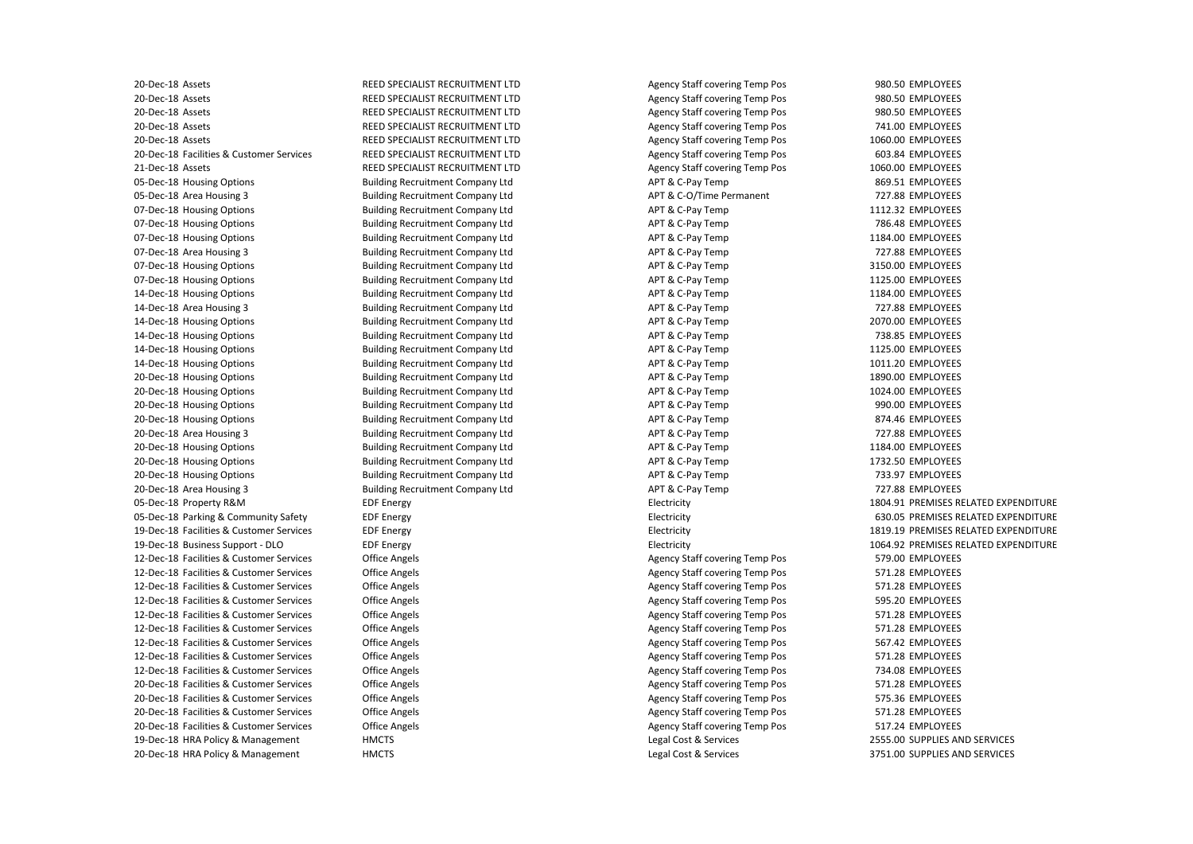| | | | | | |
|---|---|---|---|---|---|
| 20-Dec-18 | Assets | REED SPECIALIST RECRUITMENT LTD | Agency Staff covering Temp Pos | 980.50 | EMPLOYEES |
| 20-Dec-18 | Assets | REED SPECIALIST RECRUITMENT LTD | Agency Staff covering Temp Pos | 980.50 | EMPLOYEES |
| 20-Dec-18 | Assets | REED SPECIALIST RECRUITMENT LTD | Agency Staff covering Temp Pos | 980.50 | EMPLOYEES |
| 20-Dec-18 | Assets | REED SPECIALIST RECRUITMENT LTD | Agency Staff covering Temp Pos | 741.00 | EMPLOYEES |
| 20-Dec-18 | Assets | REED SPECIALIST RECRUITMENT LTD | Agency Staff covering Temp Pos | 1060.00 | EMPLOYEES |
| 20-Dec-18 | Facilities & Customer Services | REED SPECIALIST RECRUITMENT LTD | Agency Staff covering Temp Pos | 603.84 | EMPLOYEES |
| 21-Dec-18 | Assets | REED SPECIALIST RECRUITMENT LTD | Agency Staff covering Temp Pos | 1060.00 | EMPLOYEES |
| 05-Dec-18 | Housing Options | Building Recruitment Company Ltd | APT & C-Pay Temp | 869.51 | EMPLOYEES |
| 05-Dec-18 | Area Housing 3 | Building Recruitment Company Ltd | APT & C-O/Time Permanent | 727.88 | EMPLOYEES |
| 07-Dec-18 | Housing Options | Building Recruitment Company Ltd | APT & C-Pay Temp | 1112.32 | EMPLOYEES |
| 07-Dec-18 | Housing Options | Building Recruitment Company Ltd | APT & C-Pay Temp | 786.48 | EMPLOYEES |
| 07-Dec-18 | Housing Options | Building Recruitment Company Ltd | APT & C-Pay Temp | 1184.00 | EMPLOYEES |
| 07-Dec-18 | Area Housing 3 | Building Recruitment Company Ltd | APT & C-Pay Temp | 727.88 | EMPLOYEES |
| 07-Dec-18 | Housing Options | Building Recruitment Company Ltd | APT & C-Pay Temp | 3150.00 | EMPLOYEES |
| 07-Dec-18 | Housing Options | Building Recruitment Company Ltd | APT & C-Pay Temp | 1125.00 | EMPLOYEES |
| 14-Dec-18 | Housing Options | Building Recruitment Company Ltd | APT & C-Pay Temp | 1184.00 | EMPLOYEES |
| 14-Dec-18 | Area Housing 3 | Building Recruitment Company Ltd | APT & C-Pay Temp | 727.88 | EMPLOYEES |
| 14-Dec-18 | Housing Options | Building Recruitment Company Ltd | APT & C-Pay Temp | 2070.00 | EMPLOYEES |
| 14-Dec-18 | Housing Options | Building Recruitment Company Ltd | APT & C-Pay Temp | 738.85 | EMPLOYEES |
| 14-Dec-18 | Housing Options | Building Recruitment Company Ltd | APT & C-Pay Temp | 1125.00 | EMPLOYEES |
| 14-Dec-18 | Housing Options | Building Recruitment Company Ltd | APT & C-Pay Temp | 1011.20 | EMPLOYEES |
| 20-Dec-18 | Housing Options | Building Recruitment Company Ltd | APT & C-Pay Temp | 1890.00 | EMPLOYEES |
| 20-Dec-18 | Housing Options | Building Recruitment Company Ltd | APT & C-Pay Temp | 1024.00 | EMPLOYEES |
| 20-Dec-18 | Housing Options | Building Recruitment Company Ltd | APT & C-Pay Temp | 990.00 | EMPLOYEES |
| 20-Dec-18 | Housing Options | Building Recruitment Company Ltd | APT & C-Pay Temp | 874.46 | EMPLOYEES |
| 20-Dec-18 | Area Housing 3 | Building Recruitment Company Ltd | APT & C-Pay Temp | 727.88 | EMPLOYEES |
| 20-Dec-18 | Housing Options | Building Recruitment Company Ltd | APT & C-Pay Temp | 1184.00 | EMPLOYEES |
| 20-Dec-18 | Housing Options | Building Recruitment Company Ltd | APT & C-Pay Temp | 1732.50 | EMPLOYEES |
| 20-Dec-18 | Housing Options | Building Recruitment Company Ltd | APT & C-Pay Temp | 733.97 | EMPLOYEES |
| 20-Dec-18 | Area Housing 3 | Building Recruitment Company Ltd | APT & C-Pay Temp | 727.88 | EMPLOYEES |
| 05-Dec-18 | Property R&M | EDF Energy | Electricity | 1804.91 | PREMISES RELATED EXPENDITURE |
| 05-Dec-18 | Parking & Community Safety | EDF Energy | Electricity | 630.05 | PREMISES RELATED EXPENDITURE |
| 19-Dec-18 | Facilities & Customer Services | EDF Energy | Electricity | 1819.19 | PREMISES RELATED EXPENDITURE |
| 19-Dec-18 | Business Support - DLO | EDF Energy | Electricity | 1064.92 | PREMISES RELATED EXPENDITURE |
| 12-Dec-18 | Facilities & Customer Services | Office Angels | Agency Staff covering Temp Pos | 579.00 | EMPLOYEES |
| 12-Dec-18 | Facilities & Customer Services | Office Angels | Agency Staff covering Temp Pos | 571.28 | EMPLOYEES |
| 12-Dec-18 | Facilities & Customer Services | Office Angels | Agency Staff covering Temp Pos | 571.28 | EMPLOYEES |
| 12-Dec-18 | Facilities & Customer Services | Office Angels | Agency Staff covering Temp Pos | 595.20 | EMPLOYEES |
| 12-Dec-18 | Facilities & Customer Services | Office Angels | Agency Staff covering Temp Pos | 571.28 | EMPLOYEES |
| 12-Dec-18 | Facilities & Customer Services | Office Angels | Agency Staff covering Temp Pos | 571.28 | EMPLOYEES |
| 12-Dec-18 | Facilities & Customer Services | Office Angels | Agency Staff covering Temp Pos | 567.42 | EMPLOYEES |
| 12-Dec-18 | Facilities & Customer Services | Office Angels | Agency Staff covering Temp Pos | 571.28 | EMPLOYEES |
| 12-Dec-18 | Facilities & Customer Services | Office Angels | Agency Staff covering Temp Pos | 734.08 | EMPLOYEES |
| 20-Dec-18 | Facilities & Customer Services | Office Angels | Agency Staff covering Temp Pos | 571.28 | EMPLOYEES |
| 20-Dec-18 | Facilities & Customer Services | Office Angels | Agency Staff covering Temp Pos | 575.36 | EMPLOYEES |
| 20-Dec-18 | Facilities & Customer Services | Office Angels | Agency Staff covering Temp Pos | 571.28 | EMPLOYEES |
| 20-Dec-18 | Facilities & Customer Services | Office Angels | Agency Staff covering Temp Pos | 517.24 | EMPLOYEES |
| 19-Dec-18 | HRA Policy & Management | HMCTS | Legal Cost & Services | 2555.00 | SUPPLIES AND SERVICES |
| 20-Dec-18 | HRA Policy & Management | HMCTS | Legal Cost & Services | 3751.00 | SUPPLIES AND SERVICES |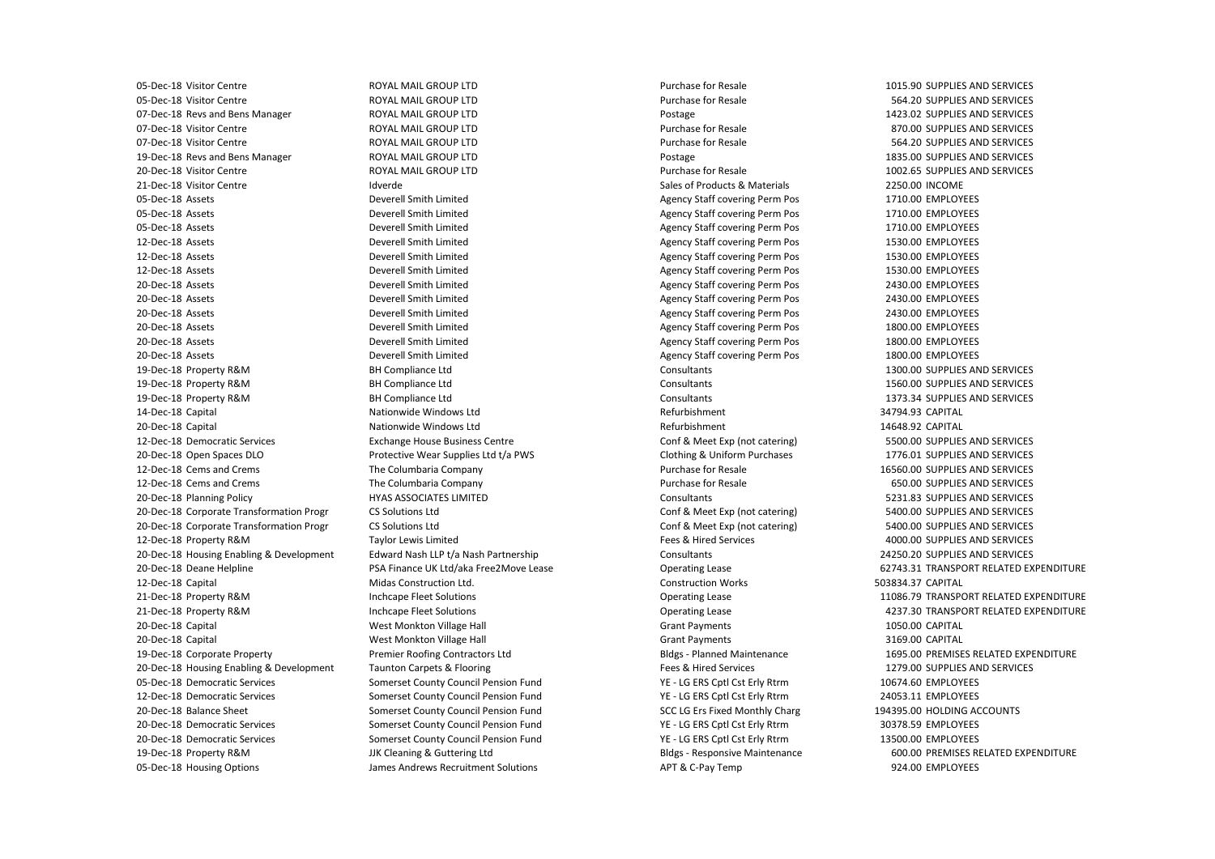| | | | | | |
|---|---|---|---|---|---|
| 05-Dec-18 | Visitor Centre | ROYAL MAIL GROUP LTD | Purchase for Resale | 1015.90 | SUPPLIES AND SERVICES |
| 05-Dec-18 | Visitor Centre | ROYAL MAIL GROUP LTD | Purchase for Resale | 564.20 | SUPPLIES AND SERVICES |
| 07-Dec-18 | Revs and Bens Manager | ROYAL MAIL GROUP LTD | Postage | 1423.02 | SUPPLIES AND SERVICES |
| 07-Dec-18 | Visitor Centre | ROYAL MAIL GROUP LTD | Purchase for Resale | 870.00 | SUPPLIES AND SERVICES |
| 07-Dec-18 | Visitor Centre | ROYAL MAIL GROUP LTD | Purchase for Resale | 564.20 | SUPPLIES AND SERVICES |
| 19-Dec-18 | Revs and Bens Manager | ROYAL MAIL GROUP LTD | Postage | 1835.00 | SUPPLIES AND SERVICES |
| 20-Dec-18 | Visitor Centre | ROYAL MAIL GROUP LTD | Purchase for Resale | 1002.65 | SUPPLIES AND SERVICES |
| 21-Dec-18 | Visitor Centre | Idverde | Sales of Products & Materials | 2250.00 | INCOME |
| 05-Dec-18 | Assets | Deverell Smith Limited | Agency Staff covering Perm Pos | 1710.00 | EMPLOYEES |
| 05-Dec-18 | Assets | Deverell Smith Limited | Agency Staff covering Perm Pos | 1710.00 | EMPLOYEES |
| 05-Dec-18 | Assets | Deverell Smith Limited | Agency Staff covering Perm Pos | 1710.00 | EMPLOYEES |
| 12-Dec-18 | Assets | Deverell Smith Limited | Agency Staff covering Perm Pos | 1530.00 | EMPLOYEES |
| 12-Dec-18 | Assets | Deverell Smith Limited | Agency Staff covering Perm Pos | 1530.00 | EMPLOYEES |
| 12-Dec-18 | Assets | Deverell Smith Limited | Agency Staff covering Perm Pos | 1530.00 | EMPLOYEES |
| 20-Dec-18 | Assets | Deverell Smith Limited | Agency Staff covering Perm Pos | 2430.00 | EMPLOYEES |
| 20-Dec-18 | Assets | Deverell Smith Limited | Agency Staff covering Perm Pos | 2430.00 | EMPLOYEES |
| 20-Dec-18 | Assets | Deverell Smith Limited | Agency Staff covering Perm Pos | 2430.00 | EMPLOYEES |
| 20-Dec-18 | Assets | Deverell Smith Limited | Agency Staff covering Perm Pos | 1800.00 | EMPLOYEES |
| 20-Dec-18 | Assets | Deverell Smith Limited | Agency Staff covering Perm Pos | 1800.00 | EMPLOYEES |
| 20-Dec-18 | Assets | Deverell Smith Limited | Agency Staff covering Perm Pos | 1800.00 | EMPLOYEES |
| 19-Dec-18 | Property R&M | BH Compliance Ltd | Consultants | 1300.00 | SUPPLIES AND SERVICES |
| 19-Dec-18 | Property R&M | BH Compliance Ltd | Consultants | 1560.00 | SUPPLIES AND SERVICES |
| 19-Dec-18 | Property R&M | BH Compliance Ltd | Consultants | 1373.34 | SUPPLIES AND SERVICES |
| 14-Dec-18 | Capital | Nationwide Windows Ltd | Refurbishment | 34794.93 | CAPITAL |
| 20-Dec-18 | Capital | Nationwide Windows Ltd | Refurbishment | 14648.92 | CAPITAL |
| 12-Dec-18 | Democratic Services | Exchange House Business Centre | Conf & Meet Exp (not catering) | 5500.00 | SUPPLIES AND SERVICES |
| 20-Dec-18 | Open Spaces DLO | Protective Wear Supplies Ltd t/a PWS | Clothing & Uniform Purchases | 1776.01 | SUPPLIES AND SERVICES |
| 12-Dec-18 | Cems and Crems | The Columbaria Company | Purchase for Resale | 16560.00 | SUPPLIES AND SERVICES |
| 12-Dec-18 | Cems and Crems | The Columbaria Company | Purchase for Resale | 650.00 | SUPPLIES AND SERVICES |
| 20-Dec-18 | Planning Policy | HYAS ASSOCIATES LIMITED | Consultants | 5231.83 | SUPPLIES AND SERVICES |
| 20-Dec-18 | Corporate Transformation Progr | CS Solutions Ltd | Conf & Meet Exp (not catering) | 5400.00 | SUPPLIES AND SERVICES |
| 20-Dec-18 | Corporate Transformation Progr | CS Solutions Ltd | Conf & Meet Exp (not catering) | 5400.00 | SUPPLIES AND SERVICES |
| 12-Dec-18 | Property R&M | Taylor Lewis Limited | Fees & Hired Services | 4000.00 | SUPPLIES AND SERVICES |
| 20-Dec-18 | Housing Enabling & Development | Edward Nash LLP t/a Nash Partnership | Consultants | 24250.20 | SUPPLIES AND SERVICES |
| 20-Dec-18 | Deane Helpline | PSA Finance UK Ltd/aka Free2Move Lease | Operating Lease | 62743.31 | TRANSPORT RELATED EXPENDITURE |
| 12-Dec-18 | Capital | Midas Construction Ltd. | Construction Works | 503834.37 | CAPITAL |
| 21-Dec-18 | Property R&M | Inchcape Fleet Solutions | Operating Lease | 11086.79 | TRANSPORT RELATED EXPENDITURE |
| 21-Dec-18 | Property R&M | Inchcape Fleet Solutions | Operating Lease | 4237.30 | TRANSPORT RELATED EXPENDITURE |
| 20-Dec-18 | Capital | West Monkton Village Hall | Grant Payments | 1050.00 | CAPITAL |
| 20-Dec-18 | Capital | West Monkton Village Hall | Grant Payments | 3169.00 | CAPITAL |
| 19-Dec-18 | Corporate Property | Premier Roofing Contractors Ltd | Bldgs - Planned Maintenance | 1695.00 | PREMISES RELATED EXPENDITURE |
| 20-Dec-18 | Housing Enabling & Development | Taunton Carpets & Flooring | Fees & Hired Services | 1279.00 | SUPPLIES AND SERVICES |
| 05-Dec-18 | Democratic Services | Somerset County Council Pension Fund | YE - LG ERS Cptl Cst Erly Rtrm | 10674.60 | EMPLOYEES |
| 12-Dec-18 | Democratic Services | Somerset County Council Pension Fund | YE - LG ERS Cptl Cst Erly Rtrm | 24053.11 | EMPLOYEES |
| 20-Dec-18 | Balance Sheet | Somerset County Council Pension Fund | SCC LG Ers Fixed Monthly Charg | 194395.00 | HOLDING ACCOUNTS |
| 20-Dec-18 | Democratic Services | Somerset County Council Pension Fund | YE - LG ERS Cptl Cst Erly Rtrm | 30378.59 | EMPLOYEES |
| 20-Dec-18 | Democratic Services | Somerset County Council Pension Fund | YE - LG ERS Cptl Cst Erly Rtrm | 13500.00 | EMPLOYEES |
| 19-Dec-18 | Property R&M | JJK Cleaning & Guttering Ltd | Bldgs - Responsive Maintenance | 600.00 | PREMISES RELATED EXPENDITURE |
| 05-Dec-18 | Housing Options | James Andrews Recruitment Solutions | APT & C-Pay Temp | 924.00 | EMPLOYEES |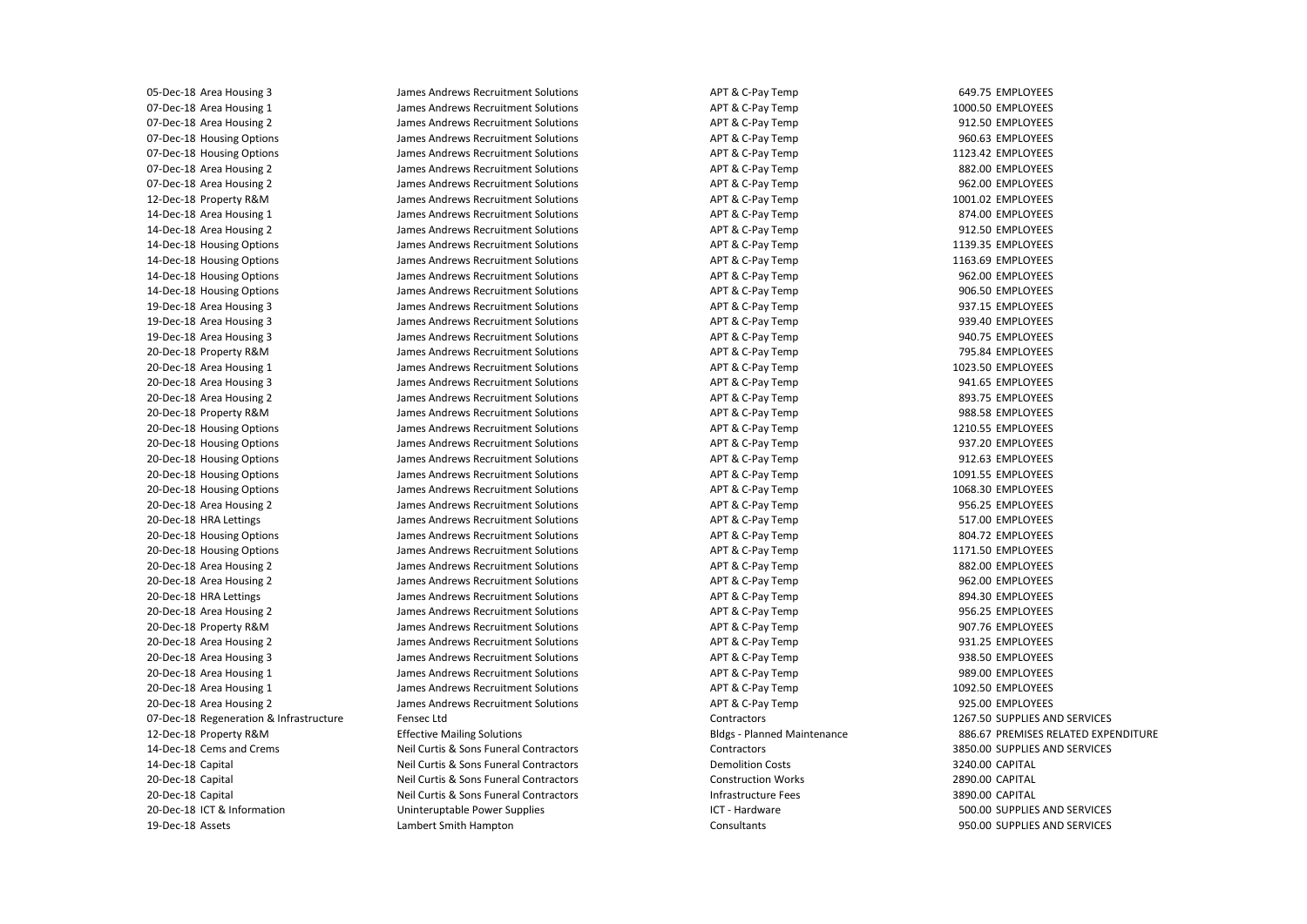| | | | | | |
|---|---|---|---|---|---|
| 05-Dec-18 | Area Housing 3 | James Andrews Recruitment Solutions | APT & C-Pay Temp | 649.75 | EMPLOYEES |
| 07-Dec-18 | Area Housing 1 | James Andrews Recruitment Solutions | APT & C-Pay Temp | 1000.50 | EMPLOYEES |
| 07-Dec-18 | Area Housing 2 | James Andrews Recruitment Solutions | APT & C-Pay Temp | 912.50 | EMPLOYEES |
| 07-Dec-18 | Housing Options | James Andrews Recruitment Solutions | APT & C-Pay Temp | 960.63 | EMPLOYEES |
| 07-Dec-18 | Housing Options | James Andrews Recruitment Solutions | APT & C-Pay Temp | 1123.42 | EMPLOYEES |
| 07-Dec-18 | Area Housing 2 | James Andrews Recruitment Solutions | APT & C-Pay Temp | 882.00 | EMPLOYEES |
| 07-Dec-18 | Area Housing 2 | James Andrews Recruitment Solutions | APT & C-Pay Temp | 962.00 | EMPLOYEES |
| 12-Dec-18 | Property R&M | James Andrews Recruitment Solutions | APT & C-Pay Temp | 1001.02 | EMPLOYEES |
| 14-Dec-18 | Area Housing 1 | James Andrews Recruitment Solutions | APT & C-Pay Temp | 874.00 | EMPLOYEES |
| 14-Dec-18 | Area Housing 2 | James Andrews Recruitment Solutions | APT & C-Pay Temp | 912.50 | EMPLOYEES |
| 14-Dec-18 | Housing Options | James Andrews Recruitment Solutions | APT & C-Pay Temp | 1139.35 | EMPLOYEES |
| 14-Dec-18 | Housing Options | James Andrews Recruitment Solutions | APT & C-Pay Temp | 1163.69 | EMPLOYEES |
| 14-Dec-18 | Housing Options | James Andrews Recruitment Solutions | APT & C-Pay Temp | 962.00 | EMPLOYEES |
| 14-Dec-18 | Housing Options | James Andrews Recruitment Solutions | APT & C-Pay Temp | 906.50 | EMPLOYEES |
| 19-Dec-18 | Area Housing 3 | James Andrews Recruitment Solutions | APT & C-Pay Temp | 937.15 | EMPLOYEES |
| 19-Dec-18 | Area Housing 3 | James Andrews Recruitment Solutions | APT & C-Pay Temp | 939.40 | EMPLOYEES |
| 19-Dec-18 | Area Housing 3 | James Andrews Recruitment Solutions | APT & C-Pay Temp | 940.75 | EMPLOYEES |
| 20-Dec-18 | Property R&M | James Andrews Recruitment Solutions | APT & C-Pay Temp | 795.84 | EMPLOYEES |
| 20-Dec-18 | Area Housing 1 | James Andrews Recruitment Solutions | APT & C-Pay Temp | 1023.50 | EMPLOYEES |
| 20-Dec-18 | Area Housing 3 | James Andrews Recruitment Solutions | APT & C-Pay Temp | 941.65 | EMPLOYEES |
| 20-Dec-18 | Area Housing 2 | James Andrews Recruitment Solutions | APT & C-Pay Temp | 893.75 | EMPLOYEES |
| 20-Dec-18 | Property R&M | James Andrews Recruitment Solutions | APT & C-Pay Temp | 988.58 | EMPLOYEES |
| 20-Dec-18 | Housing Options | James Andrews Recruitment Solutions | APT & C-Pay Temp | 1210.55 | EMPLOYEES |
| 20-Dec-18 | Housing Options | James Andrews Recruitment Solutions | APT & C-Pay Temp | 937.20 | EMPLOYEES |
| 20-Dec-18 | Housing Options | James Andrews Recruitment Solutions | APT & C-Pay Temp | 912.63 | EMPLOYEES |
| 20-Dec-18 | Housing Options | James Andrews Recruitment Solutions | APT & C-Pay Temp | 1091.55 | EMPLOYEES |
| 20-Dec-18 | Housing Options | James Andrews Recruitment Solutions | APT & C-Pay Temp | 1068.30 | EMPLOYEES |
| 20-Dec-18 | Area Housing 2 | James Andrews Recruitment Solutions | APT & C-Pay Temp | 956.25 | EMPLOYEES |
| 20-Dec-18 | HRA Lettings | James Andrews Recruitment Solutions | APT & C-Pay Temp | 517.00 | EMPLOYEES |
| 20-Dec-18 | Housing Options | James Andrews Recruitment Solutions | APT & C-Pay Temp | 804.72 | EMPLOYEES |
| 20-Dec-18 | Housing Options | James Andrews Recruitment Solutions | APT & C-Pay Temp | 1171.50 | EMPLOYEES |
| 20-Dec-18 | Area Housing 2 | James Andrews Recruitment Solutions | APT & C-Pay Temp | 882.00 | EMPLOYEES |
| 20-Dec-18 | Area Housing 2 | James Andrews Recruitment Solutions | APT & C-Pay Temp | 962.00 | EMPLOYEES |
| 20-Dec-18 | HRA Lettings | James Andrews Recruitment Solutions | APT & C-Pay Temp | 894.30 | EMPLOYEES |
| 20-Dec-18 | Area Housing 2 | James Andrews Recruitment Solutions | APT & C-Pay Temp | 956.25 | EMPLOYEES |
| 20-Dec-18 | Property R&M | James Andrews Recruitment Solutions | APT & C-Pay Temp | 907.76 | EMPLOYEES |
| 20-Dec-18 | Area Housing 2 | James Andrews Recruitment Solutions | APT & C-Pay Temp | 931.25 | EMPLOYEES |
| 20-Dec-18 | Area Housing 3 | James Andrews Recruitment Solutions | APT & C-Pay Temp | 938.50 | EMPLOYEES |
| 20-Dec-18 | Area Housing 1 | James Andrews Recruitment Solutions | APT & C-Pay Temp | 989.00 | EMPLOYEES |
| 20-Dec-18 | Area Housing 1 | James Andrews Recruitment Solutions | APT & C-Pay Temp | 1092.50 | EMPLOYEES |
| 20-Dec-18 | Area Housing 2 | James Andrews Recruitment Solutions | APT & C-Pay Temp | 925.00 | EMPLOYEES |
| 07-Dec-18 | Regeneration & Infrastructure | Fensec Ltd | Contractors | 1267.50 | SUPPLIES AND SERVICES |
| 12-Dec-18 | Property R&M | Effective Mailing Solutions | Bldgs - Planned Maintenance | 886.67 | PREMISES RELATED EXPENDITURE |
| 14-Dec-18 | Cems and Crems | Neil Curtis & Sons Funeral Contractors | Contractors | 3850.00 | SUPPLIES AND SERVICES |
| 14-Dec-18 | Capital | Neil Curtis & Sons Funeral Contractors | Demolition Costs | 3240.00 | CAPITAL |
| 20-Dec-18 | Capital | Neil Curtis & Sons Funeral Contractors | Construction Works | 2890.00 | CAPITAL |
| 20-Dec-18 | Capital | Neil Curtis & Sons Funeral Contractors | Infrastructure Fees | 3890.00 | CAPITAL |
| 20-Dec-18 | ICT & Information | Uninterruptable Power Supplies | ICT - Hardware | 500.00 | SUPPLIES AND SERVICES |
| 19-Dec-18 | Assets | Lambert Smith Hampton | Consultants | 950.00 | SUPPLIES AND SERVICES |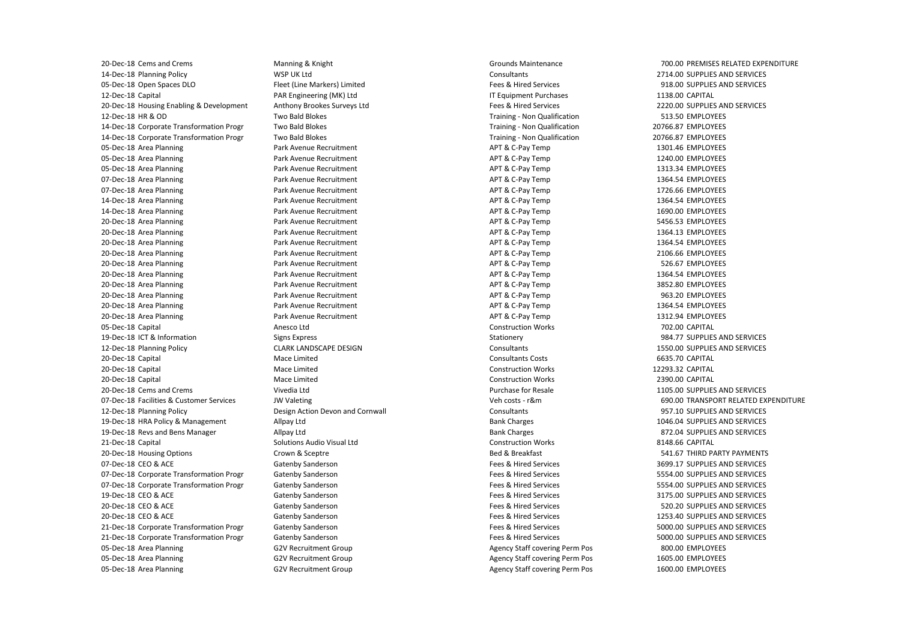| | | | | | |
|---|---|---|---|---|---|
| 20-Dec-18 | Cems and Crems | Manning & Knight | Grounds Maintenance | 700.00 | PREMISES RELATED EXPENDITURE |
| 14-Dec-18 | Planning Policy | WSP UK Ltd | Consultants | 2714.00 | SUPPLIES AND SERVICES |
| 05-Dec-18 | Open Spaces DLO | Fleet (Line Markers) Limited | Fees & Hired Services | 918.00 | SUPPLIES AND SERVICES |
| 12-Dec-18 | Capital | PAR Engineering (MK) Ltd | IT Equipment Purchases | 1138.00 | CAPITAL |
| 20-Dec-18 | Housing Enabling & Development | Anthony Brookes Surveys Ltd | Fees & Hired Services | 2220.00 | SUPPLIES AND SERVICES |
| 12-Dec-18 | HR & OD | Two Bald Blokes | Training - Non Qualification | 513.50 | EMPLOYEES |
| 14-Dec-18 | Corporate Transformation Progr | Two Bald Blokes | Training - Non Qualification | 20766.87 | EMPLOYEES |
| 14-Dec-18 | Corporate Transformation Progr | Two Bald Blokes | Training - Non Qualification | 20766.87 | EMPLOYEES |
| 05-Dec-18 | Area Planning | Park Avenue Recruitment | APT & C-Pay Temp | 1301.46 | EMPLOYEES |
| 05-Dec-18 | Area Planning | Park Avenue Recruitment | APT & C-Pay Temp | 1240.00 | EMPLOYEES |
| 05-Dec-18 | Area Planning | Park Avenue Recruitment | APT & C-Pay Temp | 1313.34 | EMPLOYEES |
| 07-Dec-18 | Area Planning | Park Avenue Recruitment | APT & C-Pay Temp | 1364.54 | EMPLOYEES |
| 07-Dec-18 | Area Planning | Park Avenue Recruitment | APT & C-Pay Temp | 1726.66 | EMPLOYEES |
| 14-Dec-18 | Area Planning | Park Avenue Recruitment | APT & C-Pay Temp | 1364.54 | EMPLOYEES |
| 14-Dec-18 | Area Planning | Park Avenue Recruitment | APT & C-Pay Temp | 1690.00 | EMPLOYEES |
| 20-Dec-18 | Area Planning | Park Avenue Recruitment | APT & C-Pay Temp | 5456.53 | EMPLOYEES |
| 20-Dec-18 | Area Planning | Park Avenue Recruitment | APT & C-Pay Temp | 1364.13 | EMPLOYEES |
| 20-Dec-18 | Area Planning | Park Avenue Recruitment | APT & C-Pay Temp | 1364.54 | EMPLOYEES |
| 20-Dec-18 | Area Planning | Park Avenue Recruitment | APT & C-Pay Temp | 2106.66 | EMPLOYEES |
| 20-Dec-18 | Area Planning | Park Avenue Recruitment | APT & C-Pay Temp | 526.67 | EMPLOYEES |
| 20-Dec-18 | Area Planning | Park Avenue Recruitment | APT & C-Pay Temp | 1364.54 | EMPLOYEES |
| 20-Dec-18 | Area Planning | Park Avenue Recruitment | APT & C-Pay Temp | 3852.80 | EMPLOYEES |
| 20-Dec-18 | Area Planning | Park Avenue Recruitment | APT & C-Pay Temp | 963.20 | EMPLOYEES |
| 20-Dec-18 | Area Planning | Park Avenue Recruitment | APT & C-Pay Temp | 1364.54 | EMPLOYEES |
| 20-Dec-18 | Area Planning | Park Avenue Recruitment | APT & C-Pay Temp | 1312.94 | EMPLOYEES |
| 05-Dec-18 | Capital | Anesco Ltd | Construction Works | 702.00 | CAPITAL |
| 19-Dec-18 | ICT & Information | Signs Express | Stationery | 984.77 | SUPPLIES AND SERVICES |
| 12-Dec-18 | Planning Policy | CLARK LANDSCAPE DESIGN | Consultants | 1550.00 | SUPPLIES AND SERVICES |
| 20-Dec-18 | Capital | Mace Limited | Consultants Costs | 6635.70 | CAPITAL |
| 20-Dec-18 | Capital | Mace Limited | Construction Works | 12293.32 | CAPITAL |
| 20-Dec-18 | Capital | Mace Limited | Construction Works | 2390.00 | CAPITAL |
| 20-Dec-18 | Cems and Crems | Vivedia Ltd | Purchase for Resale | 1105.00 | SUPPLIES AND SERVICES |
| 07-Dec-18 | Facilities & Customer Services | JW Valeting | Veh costs - r&m | 690.00 | TRANSPORT RELATED EXPENDITURE |
| 12-Dec-18 | Planning Policy | Design Action Devon and Cornwall | Consultants | 957.10 | SUPPLIES AND SERVICES |
| 19-Dec-18 | HRA Policy & Management | Allpay Ltd | Bank Charges | 1046.04 | SUPPLIES AND SERVICES |
| 19-Dec-18 | Revs and Bens Manager | Allpay Ltd | Bank Charges | 872.04 | SUPPLIES AND SERVICES |
| 21-Dec-18 | Capital | Solutions Audio Visual Ltd | Construction Works | 8148.66 | CAPITAL |
| 20-Dec-18 | Housing Options | Crown & Sceptre | Bed & Breakfast | 541.67 | THIRD PARTY PAYMENTS |
| 07-Dec-18 | CEO & ACE | Gatenby Sanderson | Fees & Hired Services | 3699.17 | SUPPLIES AND SERVICES |
| 07-Dec-18 | Corporate Transformation Progr | Gatenby Sanderson | Fees & Hired Services | 5554.00 | SUPPLIES AND SERVICES |
| 07-Dec-18 | Corporate Transformation Progr | Gatenby Sanderson | Fees & Hired Services | 5554.00 | SUPPLIES AND SERVICES |
| 19-Dec-18 | CEO & ACE | Gatenby Sanderson | Fees & Hired Services | 3175.00 | SUPPLIES AND SERVICES |
| 20-Dec-18 | CEO & ACE | Gatenby Sanderson | Fees & Hired Services | 520.20 | SUPPLIES AND SERVICES |
| 20-Dec-18 | CEO & ACE | Gatenby Sanderson | Fees & Hired Services | 1253.40 | SUPPLIES AND SERVICES |
| 21-Dec-18 | Corporate Transformation Progr | Gatenby Sanderson | Fees & Hired Services | 5000.00 | SUPPLIES AND SERVICES |
| 21-Dec-18 | Corporate Transformation Progr | Gatenby Sanderson | Fees & Hired Services | 5000.00 | SUPPLIES AND SERVICES |
| 05-Dec-18 | Area Planning | G2V Recruitment Group | Agency Staff covering Perm Pos | 800.00 | EMPLOYEES |
| 05-Dec-18 | Area Planning | G2V Recruitment Group | Agency Staff covering Perm Pos | 1605.00 | EMPLOYEES |
| 05-Dec-18 | Area Planning | G2V Recruitment Group | Agency Staff covering Perm Pos | 1600.00 | EMPLOYEES |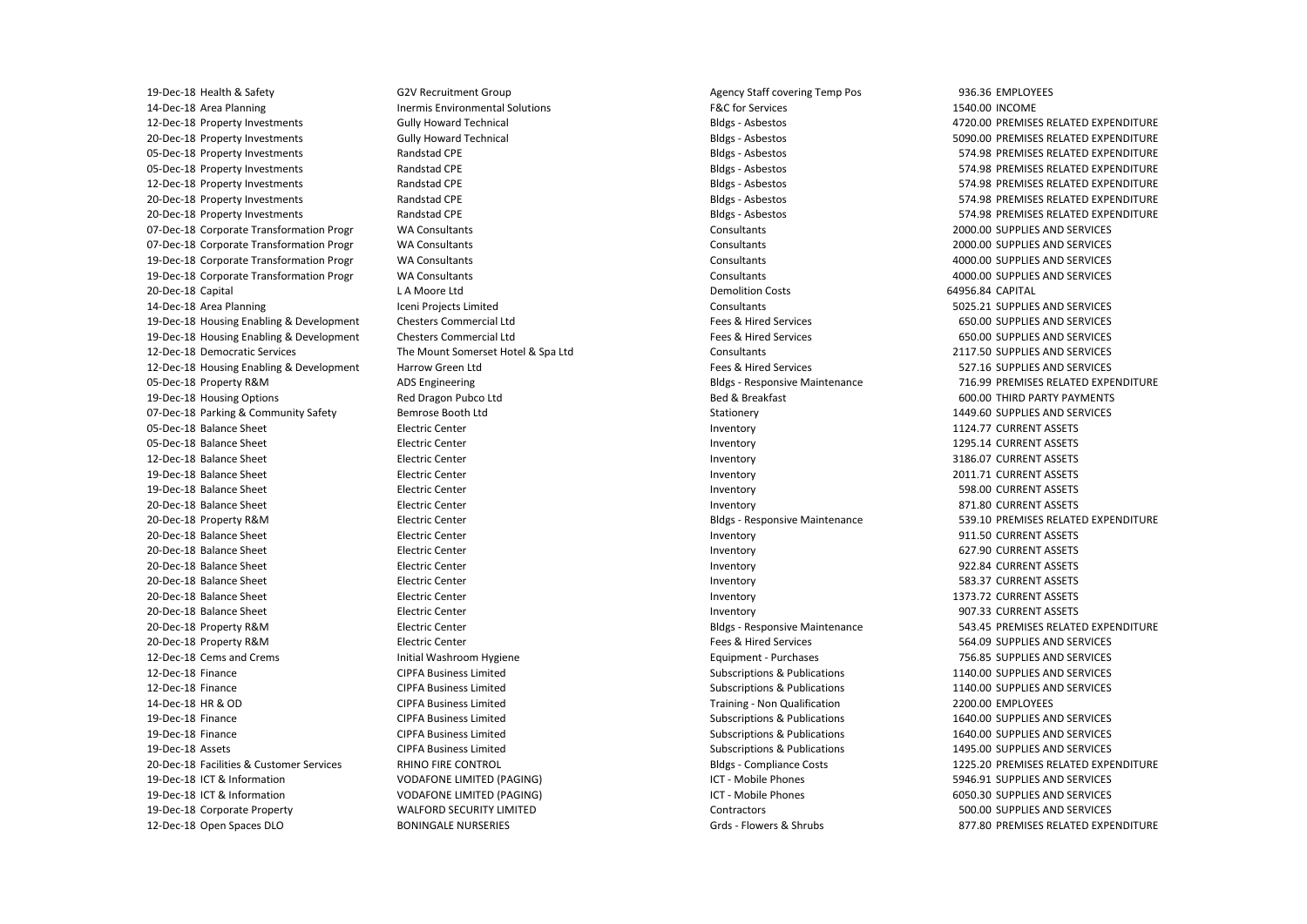| | | | | | |
|---|---|---|---|---|---|
| 19-Dec-18 | Health & Safety | G2V Recruitment Group | Agency Staff covering Temp Pos | 936.36 | EMPLOYEES |
| 14-Dec-18 | Area Planning | Inermis Environmental Solutions | F&C for Services | 1540.00 | INCOME |
| 12-Dec-18 | Property Investments | Gully Howard Technical | Bldgs - Asbestos | 4720.00 | PREMISES RELATED EXPENDITURE |
| 20-Dec-18 | Property Investments | Gully Howard Technical | Bldgs - Asbestos | 5090.00 | PREMISES RELATED EXPENDITURE |
| 05-Dec-18 | Property Investments | Randstad CPE | Bldgs - Asbestos | 574.98 | PREMISES RELATED EXPENDITURE |
| 05-Dec-18 | Property Investments | Randstad CPE | Bldgs - Asbestos | 574.98 | PREMISES RELATED EXPENDITURE |
| 12-Dec-18 | Property Investments | Randstad CPE | Bldgs - Asbestos | 574.98 | PREMISES RELATED EXPENDITURE |
| 20-Dec-18 | Property Investments | Randstad CPE | Bldgs - Asbestos | 574.98 | PREMISES RELATED EXPENDITURE |
| 20-Dec-18 | Property Investments | Randstad CPE | Bldgs - Asbestos | 574.98 | PREMISES RELATED EXPENDITURE |
| 07-Dec-18 | Corporate Transformation Progr | WA Consultants | Consultants | 2000.00 | SUPPLIES AND SERVICES |
| 07-Dec-18 | Corporate Transformation Progr | WA Consultants | Consultants | 2000.00 | SUPPLIES AND SERVICES |
| 19-Dec-18 | Corporate Transformation Progr | WA Consultants | Consultants | 4000.00 | SUPPLIES AND SERVICES |
| 19-Dec-18 | Corporate Transformation Progr | WA Consultants | Consultants | 4000.00 | SUPPLIES AND SERVICES |
| 20-Dec-18 | Capital | L A Moore Ltd | Demolition Costs | 64956.84 | CAPITAL |
| 14-Dec-18 | Area Planning | Iceni Projects Limited | Consultants | 5025.21 | SUPPLIES AND SERVICES |
| 19-Dec-18 | Housing Enabling & Development | Chesters Commercial Ltd | Fees & Hired Services | 650.00 | SUPPLIES AND SERVICES |
| 19-Dec-18 | Housing Enabling & Development | Chesters Commercial Ltd | Fees & Hired Services | 650.00 | SUPPLIES AND SERVICES |
| 12-Dec-18 | Democratic Services | The Mount Somerset Hotel & Spa Ltd | Consultants | 2117.50 | SUPPLIES AND SERVICES |
| 12-Dec-18 | Housing Enabling & Development | Harrow Green Ltd | Fees & Hired Services | 527.16 | SUPPLIES AND SERVICES |
| 05-Dec-18 | Property R&M | ADS Engineering | Bldgs - Responsive Maintenance | 716.99 | PREMISES RELATED EXPENDITURE |
| 19-Dec-18 | Housing Options | Red Dragon Pubco Ltd | Bed & Breakfast | 600.00 | THIRD PARTY PAYMENTS |
| 07-Dec-18 | Parking & Community Safety | Bemrose Booth Ltd | Stationery | 1449.60 | SUPPLIES AND SERVICES |
| 05-Dec-18 | Balance Sheet | Electric Center | Inventory | 1124.77 | CURRENT ASSETS |
| 05-Dec-18 | Balance Sheet | Electric Center | Inventory | 1295.14 | CURRENT ASSETS |
| 12-Dec-18 | Balance Sheet | Electric Center | Inventory | 3186.07 | CURRENT ASSETS |
| 19-Dec-18 | Balance Sheet | Electric Center | Inventory | 2011.71 | CURRENT ASSETS |
| 19-Dec-18 | Balance Sheet | Electric Center | Inventory | 598.00 | CURRENT ASSETS |
| 20-Dec-18 | Balance Sheet | Electric Center | Inventory | 871.80 | CURRENT ASSETS |
| 20-Dec-18 | Property R&M | Electric Center | Bldgs - Responsive Maintenance | 539.10 | PREMISES RELATED EXPENDITURE |
| 20-Dec-18 | Balance Sheet | Electric Center | Inventory | 911.50 | CURRENT ASSETS |
| 20-Dec-18 | Balance Sheet | Electric Center | Inventory | 627.90 | CURRENT ASSETS |
| 20-Dec-18 | Balance Sheet | Electric Center | Inventory | 922.84 | CURRENT ASSETS |
| 20-Dec-18 | Balance Sheet | Electric Center | Inventory | 583.37 | CURRENT ASSETS |
| 20-Dec-18 | Balance Sheet | Electric Center | Inventory | 1373.72 | CURRENT ASSETS |
| 20-Dec-18 | Balance Sheet | Electric Center | Inventory | 907.33 | CURRENT ASSETS |
| 20-Dec-18 | Property R&M | Electric Center | Bldgs - Responsive Maintenance | 543.45 | PREMISES RELATED EXPENDITURE |
| 20-Dec-18 | Property R&M | Electric Center | Fees & Hired Services | 564.09 | SUPPLIES AND SERVICES |
| 12-Dec-18 | Cems and Crems | Initial Washroom Hygiene | Equipment - Purchases | 756.85 | SUPPLIES AND SERVICES |
| 12-Dec-18 | Finance | CIPFA Business Limited | Subscriptions & Publications | 1140.00 | SUPPLIES AND SERVICES |
| 12-Dec-18 | Finance | CIPFA Business Limited | Subscriptions & Publications | 1140.00 | SUPPLIES AND SERVICES |
| 14-Dec-18 | HR & OD | CIPFA Business Limited | Training - Non Qualification | 2200.00 | EMPLOYEES |
| 19-Dec-18 | Finance | CIPFA Business Limited | Subscriptions & Publications | 1640.00 | SUPPLIES AND SERVICES |
| 19-Dec-18 | Finance | CIPFA Business Limited | Subscriptions & Publications | 1640.00 | SUPPLIES AND SERVICES |
| 19-Dec-18 | Assets | CIPFA Business Limited | Subscriptions & Publications | 1495.00 | SUPPLIES AND SERVICES |
| 20-Dec-18 | Facilities & Customer Services | RHINO FIRE CONTROL | Bldgs - Compliance Costs | 1225.20 | PREMISES RELATED EXPENDITURE |
| 19-Dec-18 | ICT & Information | VODAFONE LIMITED (PAGING) | ICT - Mobile Phones | 5946.91 | SUPPLIES AND SERVICES |
| 19-Dec-18 | ICT & Information | VODAFONE LIMITED (PAGING) | ICT - Mobile Phones | 6050.30 | SUPPLIES AND SERVICES |
| 19-Dec-18 | Corporate Property | WALFORD SECURITY LIMITED | Contractors | 500.00 | SUPPLIES AND SERVICES |
| 12-Dec-18 | Open Spaces DLO | BONINGALE NURSERIES | Grds - Flowers & Shrubs | 877.80 | PREMISES RELATED EXPENDITURE |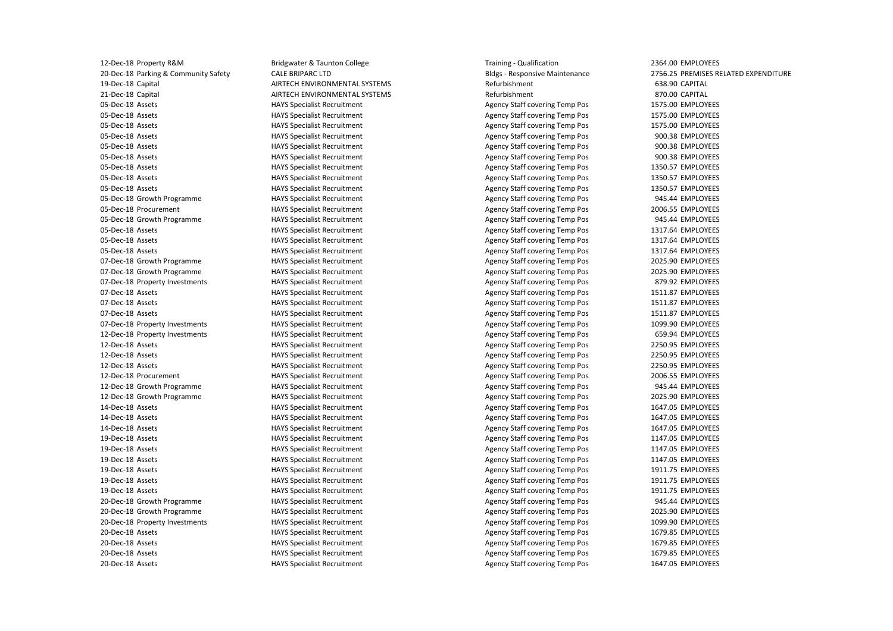| | | | | | |
|---|---|---|---|---|---|
| 12-Dec-18 | Property R&M | Bridgwater & Taunton College | Training - Qualification | 2364.00 | EMPLOYEES |
| 20-Dec-18 | Parking & Community Safety | CALE BRIPARC LTD | Bldgs - Responsive Maintenance | 2756.25 | PREMISES RELATED EXPENDITURE |
| 19-Dec-18 | Capital | AIRTECH ENVIRONMENTAL SYSTEMS | Refurbishment | 638.90 | CAPITAL |
| 21-Dec-18 | Capital | AIRTECH ENVIRONMENTAL SYSTEMS | Refurbishment | 870.00 | CAPITAL |
| 05-Dec-18 | Assets | HAYS Specialist Recruitment | Agency Staff covering Temp Pos | 1575.00 | EMPLOYEES |
| 05-Dec-18 | Assets | HAYS Specialist Recruitment | Agency Staff covering Temp Pos | 1575.00 | EMPLOYEES |
| 05-Dec-18 | Assets | HAYS Specialist Recruitment | Agency Staff covering Temp Pos | 1575.00 | EMPLOYEES |
| 05-Dec-18 | Assets | HAYS Specialist Recruitment | Agency Staff covering Temp Pos | 900.38 | EMPLOYEES |
| 05-Dec-18 | Assets | HAYS Specialist Recruitment | Agency Staff covering Temp Pos | 900.38 | EMPLOYEES |
| 05-Dec-18 | Assets | HAYS Specialist Recruitment | Agency Staff covering Temp Pos | 900.38 | EMPLOYEES |
| 05-Dec-18 | Assets | HAYS Specialist Recruitment | Agency Staff covering Temp Pos | 1350.57 | EMPLOYEES |
| 05-Dec-18 | Assets | HAYS Specialist Recruitment | Agency Staff covering Temp Pos | 1350.57 | EMPLOYEES |
| 05-Dec-18 | Assets | HAYS Specialist Recruitment | Agency Staff covering Temp Pos | 1350.57 | EMPLOYEES |
| 05-Dec-18 | Growth Programme | HAYS Specialist Recruitment | Agency Staff covering Temp Pos | 945.44 | EMPLOYEES |
| 05-Dec-18 | Procurement | HAYS Specialist Recruitment | Agency Staff covering Temp Pos | 2006.55 | EMPLOYEES |
| 05-Dec-18 | Growth Programme | HAYS Specialist Recruitment | Agency Staff covering Temp Pos | 945.44 | EMPLOYEES |
| 05-Dec-18 | Assets | HAYS Specialist Recruitment | Agency Staff covering Temp Pos | 1317.64 | EMPLOYEES |
| 05-Dec-18 | Assets | HAYS Specialist Recruitment | Agency Staff covering Temp Pos | 1317.64 | EMPLOYEES |
| 05-Dec-18 | Assets | HAYS Specialist Recruitment | Agency Staff covering Temp Pos | 1317.64 | EMPLOYEES |
| 07-Dec-18 | Growth Programme | HAYS Specialist Recruitment | Agency Staff covering Temp Pos | 2025.90 | EMPLOYEES |
| 07-Dec-18 | Growth Programme | HAYS Specialist Recruitment | Agency Staff covering Temp Pos | 2025.90 | EMPLOYEES |
| 07-Dec-18 | Property Investments | HAYS Specialist Recruitment | Agency Staff covering Temp Pos | 879.92 | EMPLOYEES |
| 07-Dec-18 | Assets | HAYS Specialist Recruitment | Agency Staff covering Temp Pos | 1511.87 | EMPLOYEES |
| 07-Dec-18 | Assets | HAYS Specialist Recruitment | Agency Staff covering Temp Pos | 1511.87 | EMPLOYEES |
| 07-Dec-18 | Assets | HAYS Specialist Recruitment | Agency Staff covering Temp Pos | 1511.87 | EMPLOYEES |
| 07-Dec-18 | Property Investments | HAYS Specialist Recruitment | Agency Staff covering Temp Pos | 1099.90 | EMPLOYEES |
| 12-Dec-18 | Property Investments | HAYS Specialist Recruitment | Agency Staff covering Temp Pos | 659.94 | EMPLOYEES |
| 12-Dec-18 | Assets | HAYS Specialist Recruitment | Agency Staff covering Temp Pos | 2250.95 | EMPLOYEES |
| 12-Dec-18 | Assets | HAYS Specialist Recruitment | Agency Staff covering Temp Pos | 2250.95 | EMPLOYEES |
| 12-Dec-18 | Assets | HAYS Specialist Recruitment | Agency Staff covering Temp Pos | 2250.95 | EMPLOYEES |
| 12-Dec-18 | Procurement | HAYS Specialist Recruitment | Agency Staff covering Temp Pos | 2006.55 | EMPLOYEES |
| 12-Dec-18 | Growth Programme | HAYS Specialist Recruitment | Agency Staff covering Temp Pos | 945.44 | EMPLOYEES |
| 12-Dec-18 | Growth Programme | HAYS Specialist Recruitment | Agency Staff covering Temp Pos | 2025.90 | EMPLOYEES |
| 14-Dec-18 | Assets | HAYS Specialist Recruitment | Agency Staff covering Temp Pos | 1647.05 | EMPLOYEES |
| 14-Dec-18 | Assets | HAYS Specialist Recruitment | Agency Staff covering Temp Pos | 1647.05 | EMPLOYEES |
| 14-Dec-18 | Assets | HAYS Specialist Recruitment | Agency Staff covering Temp Pos | 1647.05 | EMPLOYEES |
| 19-Dec-18 | Assets | HAYS Specialist Recruitment | Agency Staff covering Temp Pos | 1147.05 | EMPLOYEES |
| 19-Dec-18 | Assets | HAYS Specialist Recruitment | Agency Staff covering Temp Pos | 1147.05 | EMPLOYEES |
| 19-Dec-18 | Assets | HAYS Specialist Recruitment | Agency Staff covering Temp Pos | 1147.05 | EMPLOYEES |
| 19-Dec-18 | Assets | HAYS Specialist Recruitment | Agency Staff covering Temp Pos | 1911.75 | EMPLOYEES |
| 19-Dec-18 | Assets | HAYS Specialist Recruitment | Agency Staff covering Temp Pos | 1911.75 | EMPLOYEES |
| 19-Dec-18 | Assets | HAYS Specialist Recruitment | Agency Staff covering Temp Pos | 1911.75 | EMPLOYEES |
| 20-Dec-18 | Growth Programme | HAYS Specialist Recruitment | Agency Staff covering Temp Pos | 945.44 | EMPLOYEES |
| 20-Dec-18 | Growth Programme | HAYS Specialist Recruitment | Agency Staff covering Temp Pos | 2025.90 | EMPLOYEES |
| 20-Dec-18 | Property Investments | HAYS Specialist Recruitment | Agency Staff covering Temp Pos | 1099.90 | EMPLOYEES |
| 20-Dec-18 | Assets | HAYS Specialist Recruitment | Agency Staff covering Temp Pos | 1679.85 | EMPLOYEES |
| 20-Dec-18 | Assets | HAYS Specialist Recruitment | Agency Staff covering Temp Pos | 1679.85 | EMPLOYEES |
| 20-Dec-18 | Assets | HAYS Specialist Recruitment | Agency Staff covering Temp Pos | 1679.85 | EMPLOYEES |
| 20-Dec-18 | Assets | HAYS Specialist Recruitment | Agency Staff covering Temp Pos | 1647.05 | EMPLOYEES |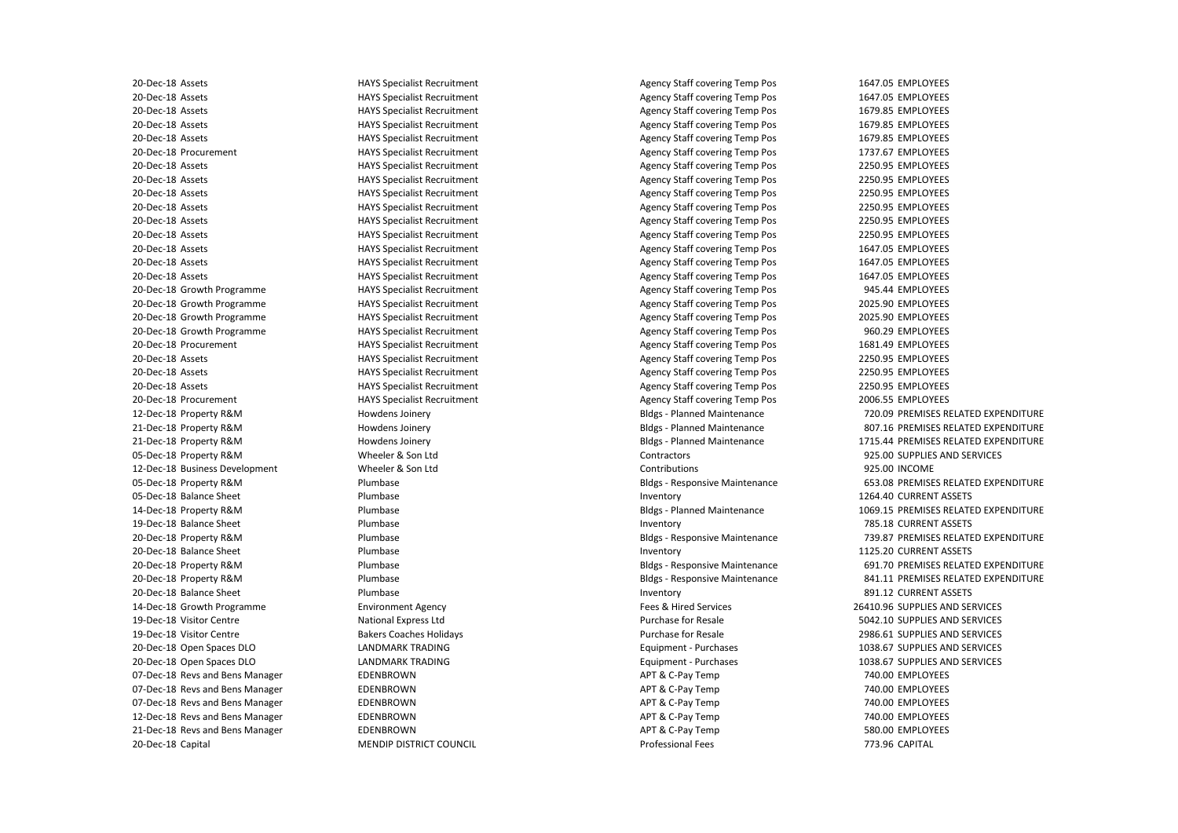| | | | | | |
|---|---|---|---|---|---|
| 20-Dec-18 | Assets | HAYS Specialist Recruitment | Agency Staff covering Temp Pos | 1647.05 | EMPLOYEES |
| 20-Dec-18 | Assets | HAYS Specialist Recruitment | Agency Staff covering Temp Pos | 1647.05 | EMPLOYEES |
| 20-Dec-18 | Assets | HAYS Specialist Recruitment | Agency Staff covering Temp Pos | 1679.85 | EMPLOYEES |
| 20-Dec-18 | Assets | HAYS Specialist Recruitment | Agency Staff covering Temp Pos | 1679.85 | EMPLOYEES |
| 20-Dec-18 | Assets | HAYS Specialist Recruitment | Agency Staff covering Temp Pos | 1679.85 | EMPLOYEES |
| 20-Dec-18 | Procurement | HAYS Specialist Recruitment | Agency Staff covering Temp Pos | 1737.67 | EMPLOYEES |
| 20-Dec-18 | Assets | HAYS Specialist Recruitment | Agency Staff covering Temp Pos | 2250.95 | EMPLOYEES |
| 20-Dec-18 | Assets | HAYS Specialist Recruitment | Agency Staff covering Temp Pos | 2250.95 | EMPLOYEES |
| 20-Dec-18 | Assets | HAYS Specialist Recruitment | Agency Staff covering Temp Pos | 2250.95 | EMPLOYEES |
| 20-Dec-18 | Assets | HAYS Specialist Recruitment | Agency Staff covering Temp Pos | 2250.95 | EMPLOYEES |
| 20-Dec-18 | Assets | HAYS Specialist Recruitment | Agency Staff covering Temp Pos | 2250.95 | EMPLOYEES |
| 20-Dec-18 | Assets | HAYS Specialist Recruitment | Agency Staff covering Temp Pos | 2250.95 | EMPLOYEES |
| 20-Dec-18 | Assets | HAYS Specialist Recruitment | Agency Staff covering Temp Pos | 1647.05 | EMPLOYEES |
| 20-Dec-18 | Assets | HAYS Specialist Recruitment | Agency Staff covering Temp Pos | 1647.05 | EMPLOYEES |
| 20-Dec-18 | Assets | HAYS Specialist Recruitment | Agency Staff covering Temp Pos | 1647.05 | EMPLOYEES |
| 20-Dec-18 | Growth Programme | HAYS Specialist Recruitment | Agency Staff covering Temp Pos | 945.44 | EMPLOYEES |
| 20-Dec-18 | Growth Programme | HAYS Specialist Recruitment | Agency Staff covering Temp Pos | 2025.90 | EMPLOYEES |
| 20-Dec-18 | Growth Programme | HAYS Specialist Recruitment | Agency Staff covering Temp Pos | 2025.90 | EMPLOYEES |
| 20-Dec-18 | Growth Programme | HAYS Specialist Recruitment | Agency Staff covering Temp Pos | 960.29 | EMPLOYEES |
| 20-Dec-18 | Procurement | HAYS Specialist Recruitment | Agency Staff covering Temp Pos | 1681.49 | EMPLOYEES |
| 20-Dec-18 | Assets | HAYS Specialist Recruitment | Agency Staff covering Temp Pos | 2250.95 | EMPLOYEES |
| 20-Dec-18 | Assets | HAYS Specialist Recruitment | Agency Staff covering Temp Pos | 2250.95 | EMPLOYEES |
| 20-Dec-18 | Assets | HAYS Specialist Recruitment | Agency Staff covering Temp Pos | 2250.95 | EMPLOYEES |
| 20-Dec-18 | Procurement | HAYS Specialist Recruitment | Agency Staff covering Temp Pos | 2006.55 | EMPLOYEES |
| 12-Dec-18 | Property R&M | Howdens Joinery | Bldgs - Planned Maintenance | 720.09 | PREMISES RELATED EXPENDITURE |
| 21-Dec-18 | Property R&M | Howdens Joinery | Bldgs - Planned Maintenance | 807.16 | PREMISES RELATED EXPENDITURE |
| 21-Dec-18 | Property R&M | Howdens Joinery | Bldgs - Planned Maintenance | 1715.44 | PREMISES RELATED EXPENDITURE |
| 05-Dec-18 | Property R&M | Wheeler & Son Ltd | Contractors | 925.00 | SUPPLIES AND SERVICES |
| 12-Dec-18 | Business Development | Wheeler & Son Ltd | Contributions | 925.00 | INCOME |
| 05-Dec-18 | Property R&M | Plumbase | Bldgs - Responsive Maintenance | 653.08 | PREMISES RELATED EXPENDITURE |
| 05-Dec-18 | Balance Sheet | Plumbase | Inventory | 1264.40 | CURRENT ASSETS |
| 14-Dec-18 | Property R&M | Plumbase | Bldgs - Planned Maintenance | 1069.15 | PREMISES RELATED EXPENDITURE |
| 19-Dec-18 | Balance Sheet | Plumbase | Inventory | 785.18 | CURRENT ASSETS |
| 20-Dec-18 | Property R&M | Plumbase | Bldgs - Responsive Maintenance | 739.87 | PREMISES RELATED EXPENDITURE |
| 20-Dec-18 | Balance Sheet | Plumbase | Inventory | 1125.20 | CURRENT ASSETS |
| 20-Dec-18 | Property R&M | Plumbase | Bldgs - Responsive Maintenance | 691.70 | PREMISES RELATED EXPENDITURE |
| 20-Dec-18 | Property R&M | Plumbase | Bldgs - Responsive Maintenance | 841.11 | PREMISES RELATED EXPENDITURE |
| 20-Dec-18 | Balance Sheet | Plumbase | Inventory | 891.12 | CURRENT ASSETS |
| 14-Dec-18 | Growth Programme | Environment Agency | Fees & Hired Services | 26410.96 | SUPPLIES AND SERVICES |
| 19-Dec-18 | Visitor Centre | National Express Ltd | Purchase for Resale | 5042.10 | SUPPLIES AND SERVICES |
| 19-Dec-18 | Visitor Centre | Bakers Coaches Holidays | Purchase for Resale | 2986.61 | SUPPLIES AND SERVICES |
| 20-Dec-18 | Open Spaces DLO | LANDMARK TRADING | Equipment - Purchases | 1038.67 | SUPPLIES AND SERVICES |
| 20-Dec-18 | Open Spaces DLO | LANDMARK TRADING | Equipment - Purchases | 1038.67 | SUPPLIES AND SERVICES |
| 07-Dec-18 | Revs and Bens Manager | EDENBROWN | APT & C-Pay Temp | 740.00 | EMPLOYEES |
| 07-Dec-18 | Revs and Bens Manager | EDENBROWN | APT & C-Pay Temp | 740.00 | EMPLOYEES |
| 07-Dec-18 | Revs and Bens Manager | EDENBROWN | APT & C-Pay Temp | 740.00 | EMPLOYEES |
| 12-Dec-18 | Revs and Bens Manager | EDENBROWN | APT & C-Pay Temp | 740.00 | EMPLOYEES |
| 21-Dec-18 | Revs and Bens Manager | EDENBROWN | APT & C-Pay Temp | 580.00 | EMPLOYEES |
| 20-Dec-18 | Capital | MENDIP DISTRICT COUNCIL | Professional Fees | 773.96 | CAPITAL |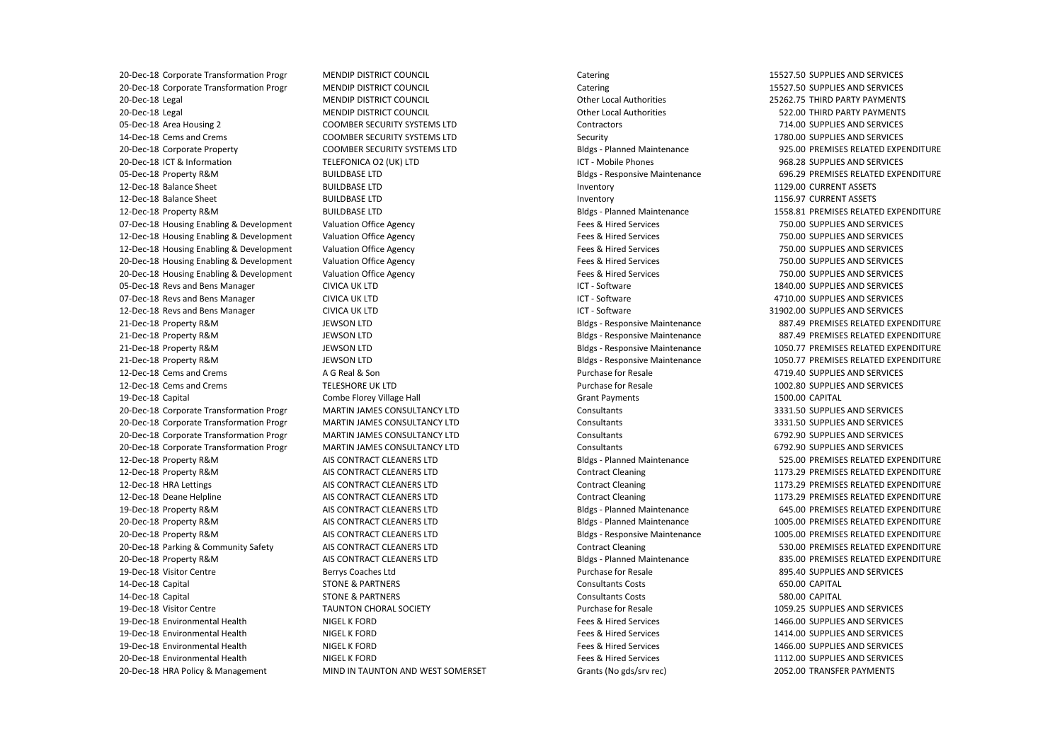| | | | | | |
|---|---|---|---|---|---|
| 20-Dec-18 | Corporate Transformation Progr | MENDIP DISTRICT COUNCIL | Catering | 15527.50 | SUPPLIES AND SERVICES |
| 20-Dec-18 | Corporate Transformation Progr | MENDIP DISTRICT COUNCIL | Catering | 15527.50 | SUPPLIES AND SERVICES |
| 20-Dec-18 | Legal | MENDIP DISTRICT COUNCIL | Other Local Authorities | 25262.75 | THIRD PARTY PAYMENTS |
| 20-Dec-18 | Legal | MENDIP DISTRICT COUNCIL | Other Local Authorities | 522.00 | THIRD PARTY PAYMENTS |
| 05-Dec-18 | Area Housing 2 | COOMBER SECURITY SYSTEMS LTD | Contractors | 714.00 | SUPPLIES AND SERVICES |
| 14-Dec-18 | Cems and Crems | COOMBER SECURITY SYSTEMS LTD | Security | 1780.00 | SUPPLIES AND SERVICES |
| 20-Dec-18 | Corporate Property | COOMBER SECURITY SYSTEMS LTD | Bldgs - Planned Maintenance | 925.00 | PREMISES RELATED EXPENDITURE |
| 20-Dec-18 | ICT & Information | TELEFONICA O2 (UK) LTD | ICT - Mobile Phones | 968.28 | SUPPLIES AND SERVICES |
| 05-Dec-18 | Property R&M | BUILDBASE LTD | Bldgs - Responsive Maintenance | 696.29 | PREMISES RELATED EXPENDITURE |
| 12-Dec-18 | Balance Sheet | BUILDBASE LTD | Inventory | 1129.00 | CURRENT ASSETS |
| 12-Dec-18 | Balance Sheet | BUILDBASE LTD | Inventory | 1156.97 | CURRENT ASSETS |
| 12-Dec-18 | Property R&M | BUILDBASE LTD | Bldgs - Planned Maintenance | 1558.81 | PREMISES RELATED EXPENDITURE |
| 07-Dec-18 | Housing Enabling & Development | Valuation Office Agency | Fees & Hired Services | 750.00 | SUPPLIES AND SERVICES |
| 12-Dec-18 | Housing Enabling & Development | Valuation Office Agency | Fees & Hired Services | 750.00 | SUPPLIES AND SERVICES |
| 12-Dec-18 | Housing Enabling & Development | Valuation Office Agency | Fees & Hired Services | 750.00 | SUPPLIES AND SERVICES |
| 20-Dec-18 | Housing Enabling & Development | Valuation Office Agency | Fees & Hired Services | 750.00 | SUPPLIES AND SERVICES |
| 20-Dec-18 | Housing Enabling & Development | Valuation Office Agency | Fees & Hired Services | 750.00 | SUPPLIES AND SERVICES |
| 05-Dec-18 | Revs and Bens Manager | CIVICA UK LTD | ICT - Software | 1840.00 | SUPPLIES AND SERVICES |
| 07-Dec-18 | Revs and Bens Manager | CIVICA UK LTD | ICT - Software | 4710.00 | SUPPLIES AND SERVICES |
| 12-Dec-18 | Revs and Bens Manager | CIVICA UK LTD | ICT - Software | 31902.00 | SUPPLIES AND SERVICES |
| 21-Dec-18 | Property R&M | JEWSON LTD | Bldgs - Responsive Maintenance | 887.49 | PREMISES RELATED EXPENDITURE |
| 21-Dec-18 | Property R&M | JEWSON LTD | Bldgs - Responsive Maintenance | 887.49 | PREMISES RELATED EXPENDITURE |
| 21-Dec-18 | Property R&M | JEWSON LTD | Bldgs - Responsive Maintenance | 1050.77 | PREMISES RELATED EXPENDITURE |
| 21-Dec-18 | Property R&M | JEWSON LTD | Bldgs - Responsive Maintenance | 1050.77 | PREMISES RELATED EXPENDITURE |
| 12-Dec-18 | Cems and Crems | A G Real & Son | Purchase for Resale | 4719.40 | SUPPLIES AND SERVICES |
| 12-Dec-18 | Cems and Crems | TELESHORE UK LTD | Purchase for Resale | 1002.80 | SUPPLIES AND SERVICES |
| 19-Dec-18 | Capital | Combe Florey Village Hall | Grant Payments | 1500.00 | CAPITAL |
| 20-Dec-18 | Corporate Transformation Progr | MARTIN JAMES CONSULTANCY LTD | Consultants | 3331.50 | SUPPLIES AND SERVICES |
| 20-Dec-18 | Corporate Transformation Progr | MARTIN JAMES CONSULTANCY LTD | Consultants | 3331.50 | SUPPLIES AND SERVICES |
| 20-Dec-18 | Corporate Transformation Progr | MARTIN JAMES CONSULTANCY LTD | Consultants | 6792.90 | SUPPLIES AND SERVICES |
| 20-Dec-18 | Corporate Transformation Progr | MARTIN JAMES CONSULTANCY LTD | Consultants | 6792.90 | SUPPLIES AND SERVICES |
| 12-Dec-18 | Property R&M | AIS CONTRACT CLEANERS LTD | Bldgs - Planned Maintenance | 525.00 | PREMISES RELATED EXPENDITURE |
| 12-Dec-18 | Property R&M | AIS CONTRACT CLEANERS LTD | Contract Cleaning | 1173.29 | PREMISES RELATED EXPENDITURE |
| 12-Dec-18 | HRA Lettings | AIS CONTRACT CLEANERS LTD | Contract Cleaning | 1173.29 | PREMISES RELATED EXPENDITURE |
| 12-Dec-18 | Deane Helpline | AIS CONTRACT CLEANERS LTD | Contract Cleaning | 1173.29 | PREMISES RELATED EXPENDITURE |
| 19-Dec-18 | Property R&M | AIS CONTRACT CLEANERS LTD | Bldgs - Planned Maintenance | 645.00 | PREMISES RELATED EXPENDITURE |
| 20-Dec-18 | Property R&M | AIS CONTRACT CLEANERS LTD | Bldgs - Planned Maintenance | 1005.00 | PREMISES RELATED EXPENDITURE |
| 20-Dec-18 | Property R&M | AIS CONTRACT CLEANERS LTD | Bldgs - Responsive Maintenance | 1005.00 | PREMISES RELATED EXPENDITURE |
| 20-Dec-18 | Parking & Community Safety | AIS CONTRACT CLEANERS LTD | Contract Cleaning | 530.00 | PREMISES RELATED EXPENDITURE |
| 20-Dec-18 | Property R&M | AIS CONTRACT CLEANERS LTD | Bldgs - Planned Maintenance | 835.00 | PREMISES RELATED EXPENDITURE |
| 19-Dec-18 | Visitor Centre | Berrys Coaches Ltd | Purchase for Resale | 895.40 | SUPPLIES AND SERVICES |
| 14-Dec-18 | Capital | STONE & PARTNERS | Consultants Costs | 650.00 | CAPITAL |
| 14-Dec-18 | Capital | STONE & PARTNERS | Consultants Costs | 580.00 | CAPITAL |
| 19-Dec-18 | Visitor Centre | TAUNTON CHORAL SOCIETY | Purchase for Resale | 1059.25 | SUPPLIES AND SERVICES |
| 19-Dec-18 | Environmental Health | NIGEL K FORD | Fees & Hired Services | 1466.00 | SUPPLIES AND SERVICES |
| 19-Dec-18 | Environmental Health | NIGEL K FORD | Fees & Hired Services | 1414.00 | SUPPLIES AND SERVICES |
| 19-Dec-18 | Environmental Health | NIGEL K FORD | Fees & Hired Services | 1466.00 | SUPPLIES AND SERVICES |
| 20-Dec-18 | Environmental Health | NIGEL K FORD | Fees & Hired Services | 1112.00 | SUPPLIES AND SERVICES |
| 20-Dec-18 | HRA Policy & Management | MIND IN TAUNTON AND WEST SOMERSET | Grants (No gds/srv rec) | 2052.00 | TRANSFER PAYMENTS |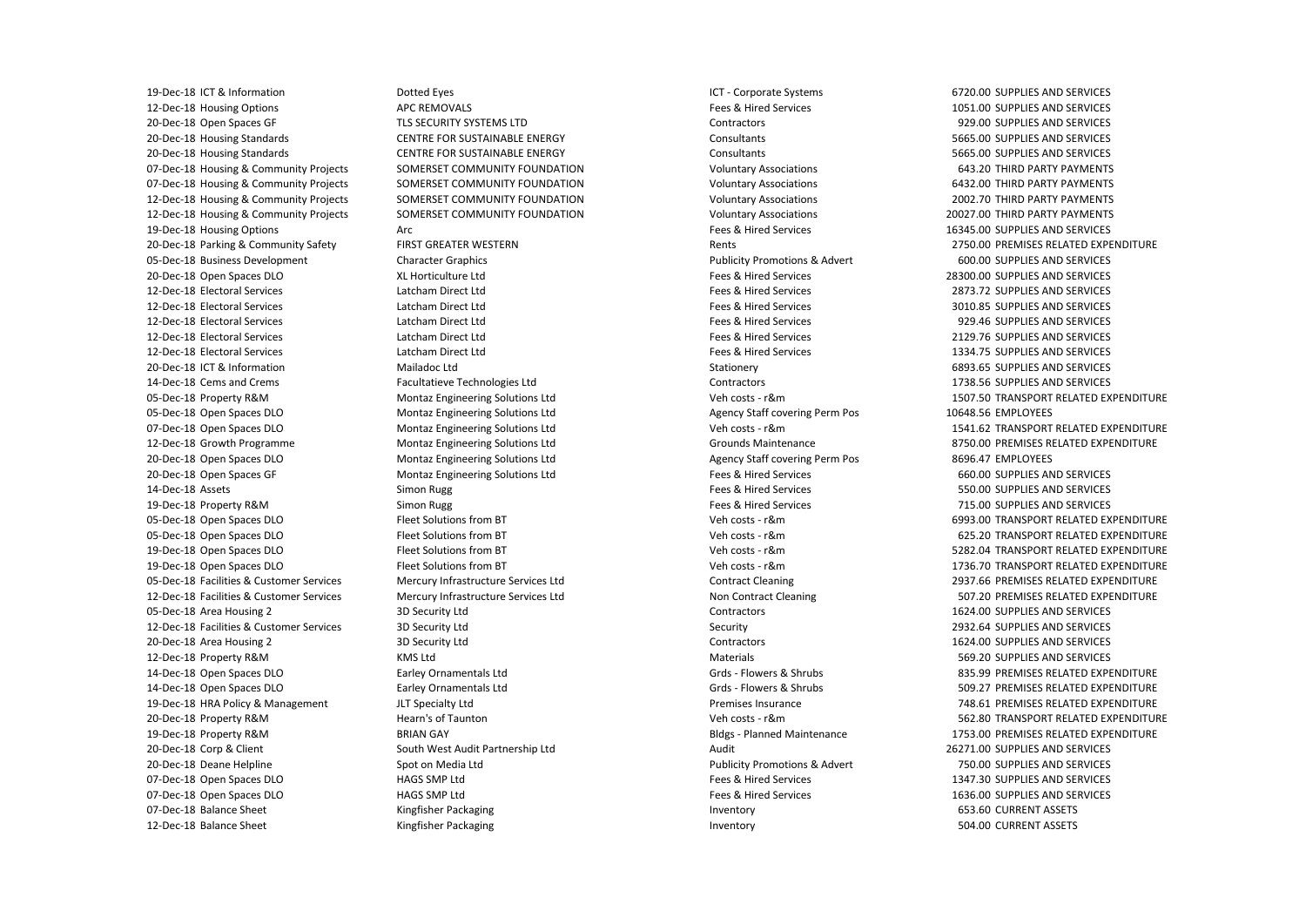| | | | | | |
|---|---|---|---|---|---|
| 19-Dec-18 | ICT & Information | Dotted Eyes | ICT - Corporate Systems | 6720.00 | SUPPLIES AND SERVICES |
| 12-Dec-18 | Housing Options | APC REMOVALS | Fees & Hired Services | 1051.00 | SUPPLIES AND SERVICES |
| 20-Dec-18 | Open Spaces GF | TLS SECURITY SYSTEMS LTD | Contractors | 929.00 | SUPPLIES AND SERVICES |
| 20-Dec-18 | Housing Standards | CENTRE FOR SUSTAINABLE ENERGY | Consultants | 5665.00 | SUPPLIES AND SERVICES |
| 20-Dec-18 | Housing Standards | CENTRE FOR SUSTAINABLE ENERGY | Consultants | 5665.00 | SUPPLIES AND SERVICES |
| 07-Dec-18 | Housing & Community Projects | SOMERSET COMMUNITY FOUNDATION | Voluntary Associations | 643.20 | THIRD PARTY PAYMENTS |
| 07-Dec-18 | Housing & Community Projects | SOMERSET COMMUNITY FOUNDATION | Voluntary Associations | 6432.00 | THIRD PARTY PAYMENTS |
| 12-Dec-18 | Housing & Community Projects | SOMERSET COMMUNITY FOUNDATION | Voluntary Associations | 2002.70 | THIRD PARTY PAYMENTS |
| 12-Dec-18 | Housing & Community Projects | SOMERSET COMMUNITY FOUNDATION | Voluntary Associations | 20027.00 | THIRD PARTY PAYMENTS |
| 19-Dec-18 | Housing Options | Arc | Fees & Hired Services | 16345.00 | SUPPLIES AND SERVICES |
| 20-Dec-18 | Parking & Community Safety | FIRST GREATER WESTERN | Rents | 2750.00 | PREMISES RELATED EXPENDITURE |
| 05-Dec-18 | Business Development | Character Graphics | Publicity Promotions & Advert | 600.00 | SUPPLIES AND SERVICES |
| 20-Dec-18 | Open Spaces DLO | XL Horticulture Ltd | Fees & Hired Services | 28300.00 | SUPPLIES AND SERVICES |
| 12-Dec-18 | Electoral Services | Latcham Direct Ltd | Fees & Hired Services | 2873.72 | SUPPLIES AND SERVICES |
| 12-Dec-18 | Electoral Services | Latcham Direct Ltd | Fees & Hired Services | 3010.85 | SUPPLIES AND SERVICES |
| 12-Dec-18 | Electoral Services | Latcham Direct Ltd | Fees & Hired Services | 929.46 | SUPPLIES AND SERVICES |
| 12-Dec-18 | Electoral Services | Latcham Direct Ltd | Fees & Hired Services | 2129.76 | SUPPLIES AND SERVICES |
| 12-Dec-18 | Electoral Services | Latcham Direct Ltd | Fees & Hired Services | 1334.75 | SUPPLIES AND SERVICES |
| 20-Dec-18 | ICT & Information | Mailadoc Ltd | Stationery | 6893.65 | SUPPLIES AND SERVICES |
| 14-Dec-18 | Cems and Crems | Facultatieve Technologies Ltd | Contractors | 1738.56 | SUPPLIES AND SERVICES |
| 05-Dec-18 | Property R&M | Montaz Engineering Solutions Ltd | Veh costs - r&m | 1507.50 | TRANSPORT RELATED EXPENDITURE |
| 05-Dec-18 | Open Spaces DLO | Montaz Engineering Solutions Ltd | Agency Staff covering Perm Pos | 10648.56 | EMPLOYEES |
| 07-Dec-18 | Open Spaces DLO | Montaz Engineering Solutions Ltd | Veh costs - r&m | 1541.62 | TRANSPORT RELATED EXPENDITURE |
| 12-Dec-18 | Growth Programme | Montaz Engineering Solutions Ltd | Grounds Maintenance | 8750.00 | PREMISES RELATED EXPENDITURE |
| 20-Dec-18 | Open Spaces DLO | Montaz Engineering Solutions Ltd | Agency Staff covering Perm Pos | 8696.47 | EMPLOYEES |
| 20-Dec-18 | Open Spaces GF | Montaz Engineering Solutions Ltd | Fees & Hired Services | 660.00 | SUPPLIES AND SERVICES |
| 14-Dec-18 | Assets | Simon Rugg | Fees & Hired Services | 550.00 | SUPPLIES AND SERVICES |
| 19-Dec-18 | Property R&M | Simon Rugg | Fees & Hired Services | 715.00 | SUPPLIES AND SERVICES |
| 05-Dec-18 | Open Spaces DLO | Fleet Solutions from BT | Veh costs - r&m | 6993.00 | TRANSPORT RELATED EXPENDITURE |
| 05-Dec-18 | Open Spaces DLO | Fleet Solutions from BT | Veh costs - r&m | 625.20 | TRANSPORT RELATED EXPENDITURE |
| 19-Dec-18 | Open Spaces DLO | Fleet Solutions from BT | Veh costs - r&m | 5282.04 | TRANSPORT RELATED EXPENDITURE |
| 19-Dec-18 | Open Spaces DLO | Fleet Solutions from BT | Veh costs - r&m | 1736.70 | TRANSPORT RELATED EXPENDITURE |
| 05-Dec-18 | Facilities & Customer Services | Mercury Infrastructure Services Ltd | Contract Cleaning | 2937.66 | PREMISES RELATED EXPENDITURE |
| 12-Dec-18 | Facilities & Customer Services | Mercury Infrastructure Services Ltd | Non Contract Cleaning | 507.20 | PREMISES RELATED EXPENDITURE |
| 05-Dec-18 | Area Housing 2 | 3D Security Ltd | Contractors | 1624.00 | SUPPLIES AND SERVICES |
| 12-Dec-18 | Facilities & Customer Services | 3D Security Ltd | Security | 2932.64 | SUPPLIES AND SERVICES |
| 20-Dec-18 | Area Housing 2 | 3D Security Ltd | Contractors | 1624.00 | SUPPLIES AND SERVICES |
| 12-Dec-18 | Property R&M | KMS Ltd | Materials | 569.20 | SUPPLIES AND SERVICES |
| 14-Dec-18 | Open Spaces DLO | Earley Ornamentals Ltd | Grds - Flowers & Shrubs | 835.99 | PREMISES RELATED EXPENDITURE |
| 14-Dec-18 | Open Spaces DLO | Earley Ornamentals Ltd | Grds - Flowers & Shrubs | 509.27 | PREMISES RELATED EXPENDITURE |
| 19-Dec-18 | HRA Policy & Management | JLT Specialty Ltd | Premises Insurance | 748.61 | PREMISES RELATED EXPENDITURE |
| 20-Dec-18 | Property R&M | Hearn's of Taunton | Veh costs - r&m | 562.80 | TRANSPORT RELATED EXPENDITURE |
| 19-Dec-18 | Property R&M | BRIAN GAY | Bldgs - Planned Maintenance | 1753.00 | PREMISES RELATED EXPENDITURE |
| 20-Dec-18 | Corp & Client | South West Audit Partnership Ltd | Audit | 26271.00 | SUPPLIES AND SERVICES |
| 20-Dec-18 | Deane Helpline | Spot on Media Ltd | Publicity Promotions & Advert | 750.00 | SUPPLIES AND SERVICES |
| 07-Dec-18 | Open Spaces DLO | HAGS SMP Ltd | Fees & Hired Services | 1347.30 | SUPPLIES AND SERVICES |
| 07-Dec-18 | Open Spaces DLO | HAGS SMP Ltd | Fees & Hired Services | 1636.00 | SUPPLIES AND SERVICES |
| 07-Dec-18 | Balance Sheet | Kingfisher Packaging | Inventory | 653.60 | CURRENT ASSETS |
| 12-Dec-18 | Balance Sheet | Kingfisher Packaging | Inventory | 504.00 | CURRENT ASSETS |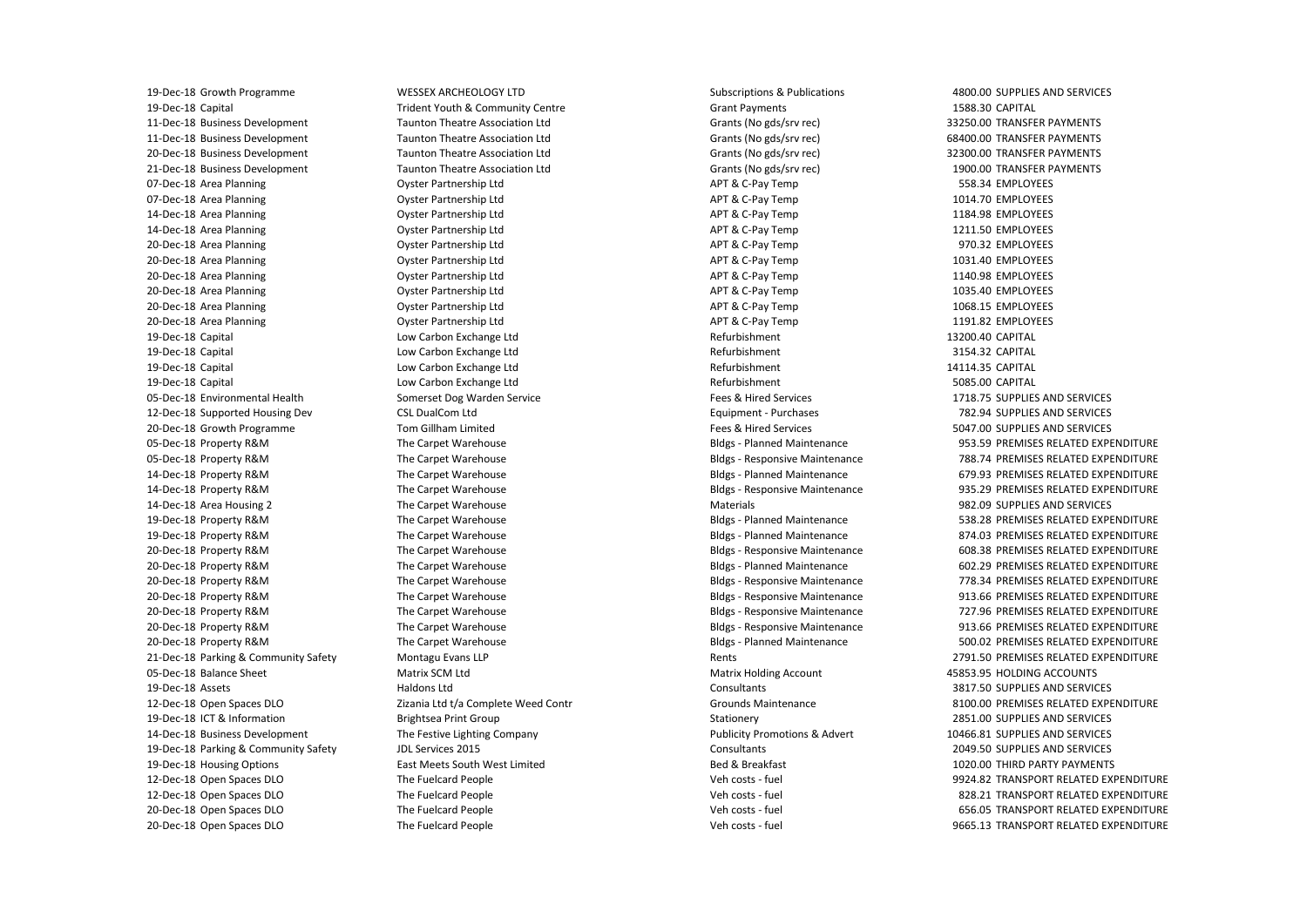| | | | | | |
|---|---|---|---|---|---|
| 19-Dec-18 | Growth Programme | WESSEX ARCHEOLOGY LTD | Subscriptions & Publications | 4800.00 | SUPPLIES AND SERVICES |
| 19-Dec-18 | Capital | Trident Youth & Community Centre | Grant Payments | 1588.30 | CAPITAL |
| 11-Dec-18 | Business Development | Taunton Theatre Association Ltd | Grants (No gds/srv rec) | 33250.00 | TRANSFER PAYMENTS |
| 11-Dec-18 | Business Development | Taunton Theatre Association Ltd | Grants (No gds/srv rec) | 68400.00 | TRANSFER PAYMENTS |
| 20-Dec-18 | Business Development | Taunton Theatre Association Ltd | Grants (No gds/srv rec) | 32300.00 | TRANSFER PAYMENTS |
| 21-Dec-18 | Business Development | Taunton Theatre Association Ltd | Grants (No gds/srv rec) | 1900.00 | TRANSFER PAYMENTS |
| 07-Dec-18 | Area Planning | Oyster Partnership Ltd | APT & C-Pay Temp | 558.34 | EMPLOYEES |
| 07-Dec-18 | Area Planning | Oyster Partnership Ltd | APT & C-Pay Temp | 1014.70 | EMPLOYEES |
| 14-Dec-18 | Area Planning | Oyster Partnership Ltd | APT & C-Pay Temp | 1184.98 | EMPLOYEES |
| 14-Dec-18 | Area Planning | Oyster Partnership Ltd | APT & C-Pay Temp | 1211.50 | EMPLOYEES |
| 20-Dec-18 | Area Planning | Oyster Partnership Ltd | APT & C-Pay Temp | 970.32 | EMPLOYEES |
| 20-Dec-18 | Area Planning | Oyster Partnership Ltd | APT & C-Pay Temp | 1031.40 | EMPLOYEES |
| 20-Dec-18 | Area Planning | Oyster Partnership Ltd | APT & C-Pay Temp | 1140.98 | EMPLOYEES |
| 20-Dec-18 | Area Planning | Oyster Partnership Ltd | APT & C-Pay Temp | 1035.40 | EMPLOYEES |
| 20-Dec-18 | Area Planning | Oyster Partnership Ltd | APT & C-Pay Temp | 1068.15 | EMPLOYEES |
| 20-Dec-18 | Area Planning | Oyster Partnership Ltd | APT & C-Pay Temp | 1191.82 | EMPLOYEES |
| 19-Dec-18 | Capital | Low Carbon Exchange Ltd | Refurbishment | 13200.40 | CAPITAL |
| 19-Dec-18 | Capital | Low Carbon Exchange Ltd | Refurbishment | 3154.32 | CAPITAL |
| 19-Dec-18 | Capital | Low Carbon Exchange Ltd | Refurbishment | 14114.35 | CAPITAL |
| 19-Dec-18 | Capital | Low Carbon Exchange Ltd | Refurbishment | 5085.00 | CAPITAL |
| 05-Dec-18 | Environmental Health | Somerset Dog Warden Service | Fees & Hired Services | 1718.75 | SUPPLIES AND SERVICES |
| 12-Dec-18 | Supported Housing Dev | CSL DualCom Ltd | Equipment - Purchases | 782.94 | SUPPLIES AND SERVICES |
| 20-Dec-18 | Growth Programme | Tom Gillham Limited | Fees & Hired Services | 5047.00 | SUPPLIES AND SERVICES |
| 05-Dec-18 | Property R&M | The Carpet Warehouse | Bldgs - Planned Maintenance | 953.59 | PREMISES RELATED EXPENDITURE |
| 05-Dec-18 | Property R&M | The Carpet Warehouse | Bldgs - Responsive Maintenance | 788.74 | PREMISES RELATED EXPENDITURE |
| 14-Dec-18 | Property R&M | The Carpet Warehouse | Bldgs - Planned Maintenance | 679.93 | PREMISES RELATED EXPENDITURE |
| 14-Dec-18 | Property R&M | The Carpet Warehouse | Bldgs - Responsive Maintenance | 935.29 | PREMISES RELATED EXPENDITURE |
| 14-Dec-18 | Area Housing 2 | The Carpet Warehouse | Materials | 982.09 | SUPPLIES AND SERVICES |
| 19-Dec-18 | Property R&M | The Carpet Warehouse | Bldgs - Planned Maintenance | 538.28 | PREMISES RELATED EXPENDITURE |
| 19-Dec-18 | Property R&M | The Carpet Warehouse | Bldgs - Planned Maintenance | 874.03 | PREMISES RELATED EXPENDITURE |
| 20-Dec-18 | Property R&M | The Carpet Warehouse | Bldgs - Responsive Maintenance | 608.38 | PREMISES RELATED EXPENDITURE |
| 20-Dec-18 | Property R&M | The Carpet Warehouse | Bldgs - Planned Maintenance | 602.29 | PREMISES RELATED EXPENDITURE |
| 20-Dec-18 | Property R&M | The Carpet Warehouse | Bldgs - Responsive Maintenance | 778.34 | PREMISES RELATED EXPENDITURE |
| 20-Dec-18 | Property R&M | The Carpet Warehouse | Bldgs - Responsive Maintenance | 913.66 | PREMISES RELATED EXPENDITURE |
| 20-Dec-18 | Property R&M | The Carpet Warehouse | Bldgs - Responsive Maintenance | 727.96 | PREMISES RELATED EXPENDITURE |
| 20-Dec-18 | Property R&M | The Carpet Warehouse | Bldgs - Responsive Maintenance | 913.66 | PREMISES RELATED EXPENDITURE |
| 20-Dec-18 | Property R&M | The Carpet Warehouse | Bldgs - Planned Maintenance | 500.02 | PREMISES RELATED EXPENDITURE |
| 21-Dec-18 | Parking & Community Safety | Montagu Evans LLP | Rents | 2791.50 | PREMISES RELATED EXPENDITURE |
| 05-Dec-18 | Balance Sheet | Matrix SCM Ltd | Matrix Holding Account | 45853.95 | HOLDING ACCOUNTS |
| 19-Dec-18 | Assets | Haldons Ltd | Consultants | 3817.50 | SUPPLIES AND SERVICES |
| 12-Dec-18 | Open Spaces DLO | Zizania Ltd t/a Complete Weed Contr | Grounds Maintenance | 8100.00 | PREMISES RELATED EXPENDITURE |
| 19-Dec-18 | ICT & Information | Brightsea Print Group | Stationery | 2851.00 | SUPPLIES AND SERVICES |
| 14-Dec-18 | Business Development | The Festive Lighting Company | Publicity Promotions & Advert | 10466.81 | SUPPLIES AND SERVICES |
| 19-Dec-18 | Parking & Community Safety | JDL Services 2015 | Consultants | 2049.50 | SUPPLIES AND SERVICES |
| 19-Dec-18 | Housing Options | East Meets South West Limited | Bed & Breakfast | 1020.00 | THIRD PARTY PAYMENTS |
| 12-Dec-18 | Open Spaces DLO | The Fuelcard People | Veh costs - fuel | 9924.82 | TRANSPORT RELATED EXPENDITURE |
| 12-Dec-18 | Open Spaces DLO | The Fuelcard People | Veh costs - fuel | 828.21 | TRANSPORT RELATED EXPENDITURE |
| 20-Dec-18 | Open Spaces DLO | The Fuelcard People | Veh costs - fuel | 656.05 | TRANSPORT RELATED EXPENDITURE |
| 20-Dec-18 | Open Spaces DLO | The Fuelcard People | Veh costs - fuel | 9665.13 | TRANSPORT RELATED EXPENDITURE |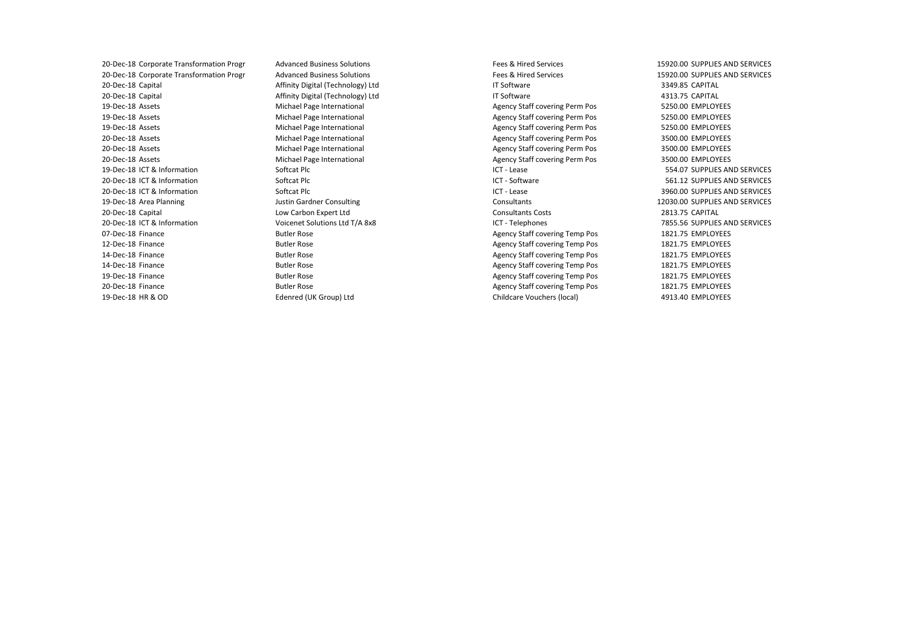| | | | | | |
|---|---|---|---|---|---|
| 20-Dec-18 | Corporate Transformation Progr | Advanced Business Solutions | Fees & Hired Services | 15920.00 | SUPPLIES AND SERVICES |
| 20-Dec-18 | Corporate Transformation Progr | Advanced Business Solutions | Fees & Hired Services | 15920.00 | SUPPLIES AND SERVICES |
| 20-Dec-18 | Capital | Affinity Digital (Technology) Ltd | IT Software | 3349.85 | CAPITAL |
| 20-Dec-18 | Capital | Affinity Digital (Technology) Ltd | IT Software | 4313.75 | CAPITAL |
| 19-Dec-18 | Assets | Michael Page International | Agency Staff covering Perm Pos | 5250.00 | EMPLOYEES |
| 19-Dec-18 | Assets | Michael Page International | Agency Staff covering Perm Pos | 5250.00 | EMPLOYEES |
| 19-Dec-18 | Assets | Michael Page International | Agency Staff covering Perm Pos | 5250.00 | EMPLOYEES |
| 20-Dec-18 | Assets | Michael Page International | Agency Staff covering Perm Pos | 3500.00 | EMPLOYEES |
| 20-Dec-18 | Assets | Michael Page International | Agency Staff covering Perm Pos | 3500.00 | EMPLOYEES |
| 20-Dec-18 | Assets | Michael Page International | Agency Staff covering Perm Pos | 3500.00 | EMPLOYEES |
| 19-Dec-18 | ICT & Information | Softcat Plc | ICT - Lease | 554.07 | SUPPLIES AND SERVICES |
| 20-Dec-18 | ICT & Information | Softcat Plc | ICT - Software | 561.12 | SUPPLIES AND SERVICES |
| 20-Dec-18 | ICT & Information | Softcat Plc | ICT - Lease | 3960.00 | SUPPLIES AND SERVICES |
| 19-Dec-18 | Area Planning | Justin Gardner Consulting | Consultants | 12030.00 | SUPPLIES AND SERVICES |
| 20-Dec-18 | Capital | Low Carbon Expert Ltd | Consultants Costs | 2813.75 | CAPITAL |
| 20-Dec-18 | ICT & Information | Voicenet Solutions Ltd T/A 8x8 | ICT - Telephones | 7855.56 | SUPPLIES AND SERVICES |
| 07-Dec-18 | Finance | Butler Rose | Agency Staff covering Temp Pos | 1821.75 | EMPLOYEES |
| 12-Dec-18 | Finance | Butler Rose | Agency Staff covering Temp Pos | 1821.75 | EMPLOYEES |
| 14-Dec-18 | Finance | Butler Rose | Agency Staff covering Temp Pos | 1821.75 | EMPLOYEES |
| 14-Dec-18 | Finance | Butler Rose | Agency Staff covering Temp Pos | 1821.75 | EMPLOYEES |
| 19-Dec-18 | Finance | Butler Rose | Agency Staff covering Temp Pos | 1821.75 | EMPLOYEES |
| 20-Dec-18 | Finance | Butler Rose | Agency Staff covering Temp Pos | 1821.75 | EMPLOYEES |
| 19-Dec-18 | HR & OD | Edenred (UK Group) Ltd | Childcare Vouchers (local) | 4913.40 | EMPLOYEES |